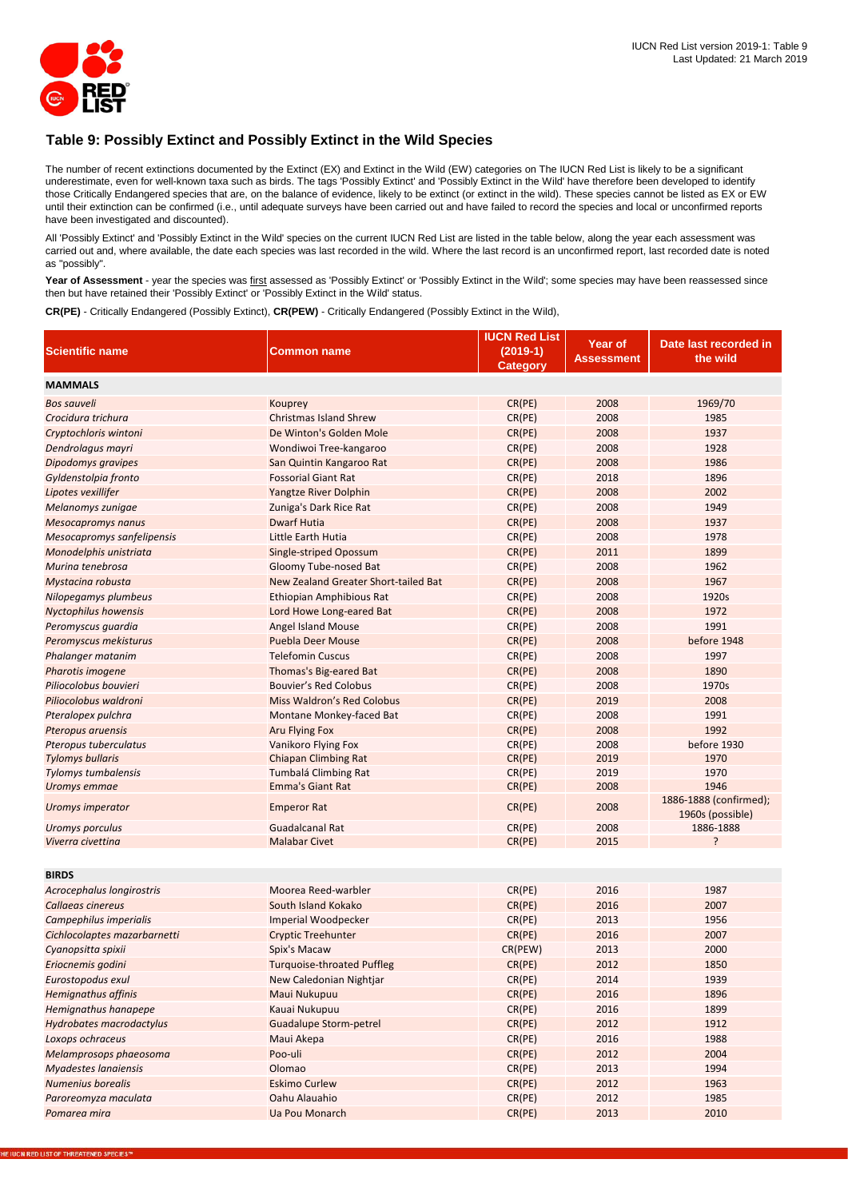## Table 9: Possibly Extinct and Possibly Extinct in the Wild Species

The number of recent extinctions documented by the Extinct (EX) and Extinct in the Wild (EW) categories on The IUCN Red List is likely to be a significant underestimate, even for well-known taxa such as birds. The tags 'Possibly Extinct' and 'Possibly Extinct in the Wild' have therefore been developed to identify those Critically Endangered species that are, on the balance of evidence, likely to be extinct (or extinct in the wild). These species cannot be listed as EX or EW until their extinction can be confirmed (i.e., until adequate surveys have been carried out and have failed to record the species and local or unconfirmed reports have been investigated and discounted).

All 'Possibly Extinct' and 'Possibly Extinct in the Wild' species on the current IUCN Red List are listed in the table below, along the year each assessment was carried out and, where available, the date each species was last recorded in the wild. Where the last record is an unconfirmed report, last recorded date is noted as "possibly".

**Year of Assessment** - year the species was first assessed as 'Possibly Extinct' or 'Possibly Extinct in the Wild'; some species may have been reassessed since then but have retained their 'Possibly Extinct' or 'Possibly Extinct in the Wild' status.

**CR(PE)** - Critically Endangered (Possibly Extinct), **CR(PEW)** - Critically Endangered (Possibly Extinct in the Wild),

| Scientific name | Common name | IUCN Red List (2019-1) Category | Year of Assessment | Date last recorded in the wild |
|---|---|---|---|---|
| **MAMMALS** | | | | |
| *Bos sauveli* | Kouprey | CR(PE) | 2008 | 1969/70 |
| *Crocidura trichura* | Christmas Island Shrew | CR(PE) | 2008 | 1985 |
| *Cryptochloris wintoni* | De Winton's Golden Mole | CR(PE) | 2008 | 1937 |
| *Dendrolagus mayri* | Wondiwoi Tree-kangaroo | CR(PE) | 2008 | 1928 |
| *Dipodomys gravipes* | San Quintin Kangaroo Rat | CR(PE) | 2008 | 1986 |
| *Gyldenstolpia fronto* | Fossorial Giant Rat | CR(PE) | 2018 | 1896 |
| *Lipotes vexillifer* | Yangtze River Dolphin | CR(PE) | 2008 | 2002 |
| *Melanomys zunigae* | Zuniga's Dark Rice Rat | CR(PE) | 2008 | 1949 |
| *Mesocapromys nanus* | Dwarf Hutia | CR(PE) | 2008 | 1937 |
| *Mesocapromys sanfelipensis* | Little Earth Hutia | CR(PE) | 2008 | 1978 |
| *Monodelphis unistriata* | Single-striped Opossum | CR(PE) | 2011 | 1899 |
| *Murina tenebrosa* | Gloomy Tube-nosed Bat | CR(PE) | 2008 | 1962 |
| *Mystacina robusta* | New Zealand Greater Short-tailed Bat | CR(PE) | 2008 | 1967 |
| *Nilopegamys plumbeus* | Ethiopian Amphibious Rat | CR(PE) | 2008 | 1920s |
| *Nyctophilus howensis* | Lord Howe Long-eared Bat | CR(PE) | 2008 | 1972 |
| *Peromyscus guardia* | Angel Island Mouse | CR(PE) | 2008 | 1991 |
| *Peromyscus mekisturus* | Puebla Deer Mouse | CR(PE) | 2008 | before 1948 |
| *Phalanger matanim* | Telefomin Cuscus | CR(PE) | 2008 | 1997 |
| *Pharotis imogene* | Thomas's Big-eared Bat | CR(PE) | 2008 | 1890 |
| *Piliocolobus bouvieri* | Bouvier's Red Colobus | CR(PE) | 2008 | 1970s |
| *Piliocolobus waldroni* | Miss Waldron's Red Colobus | CR(PE) | 2019 | 2008 |
| *Pteralopex pulchra* | Montane Monkey-faced Bat | CR(PE) | 2008 | 1991 |
| *Pteropus aruensis* | Aru Flying Fox | CR(PE) | 2008 | 1992 |
| *Pteropus tuberculatus* | Vanikoro Flying Fox | CR(PE) | 2008 | before 1930 |
| *Tylomys bullaris* | Chiapan Climbing Rat | CR(PE) | 2019 | 1970 |
| *Tylomys tumbalensis* | Tumbalá Climbing Rat | CR(PE) | 2019 | 1970 |
| *Uromys emmae* | Emma's Giant Rat | CR(PE) | 2008 | 1946 |
| *Uromys imperator* | Emperor Rat | CR(PE) | 2008 | 1886-1888 (confirmed); 1960s (possible) |
| *Uromys porculus* | Guadalcanal Rat | CR(PE) | 2008 | 1886-1888 |
| *Viverra civettina* | Malabar Civet | CR(PE) | 2015 | ? |
| **BIRDS** | | | | |
| *Acrocephalus longirostris* | Moorea Reed-warbler | CR(PE) | 2016 | 1987 |
| *Callaeas cinereus* | South Island Kokako | CR(PE) | 2016 | 2007 |
| *Campephilus imperialis* | Imperial Woodpecker | CR(PE) | 2013 | 1956 |
| *Cichlocolaptes mazarbarnetti* | Cryptic Treehunter | CR(PE) | 2016 | 2007 |
| *Cyanopsitta spixii* | Spix's Macaw | CR(PEW) | 2013 | 2000 |
| *Eriocnemis godini* | Turquoise-throated Puffleg | CR(PE) | 2012 | 1850 |
| *Eurostopodus exul* | New Caledonian Nightjar | CR(PE) | 2014 | 1939 |
| *Hemignathus affinis* | Maui Nukupuu | CR(PE) | 2016 | 1896 |
| *Hemignathus hanapepe* | Kauai Nukupuu | CR(PE) | 2016 | 1899 |
| *Hydrobates macrodactylus* | Guadalupe Storm-petrel | CR(PE) | 2012 | 1912 |
| *Loxops ochraceus* | Maui Akepa | CR(PE) | 2016 | 1988 |
| *Melamprosops phaeosoma* | Poo-uli | CR(PE) | 2012 | 2004 |
| *Myadestes lanaiensis* | Olomao | CR(PE) | 2013 | 1994 |
| *Numenius borealis* | Eskimo Curlew | CR(PE) | 2012 | 1963 |
| *Paroreomyza maculata* | Oahu Alauahio | CR(PE) | 2012 | 1985 |
| *Pomarea mira* | Ua Pou Monarch | CR(PE) | 2013 | 2010 |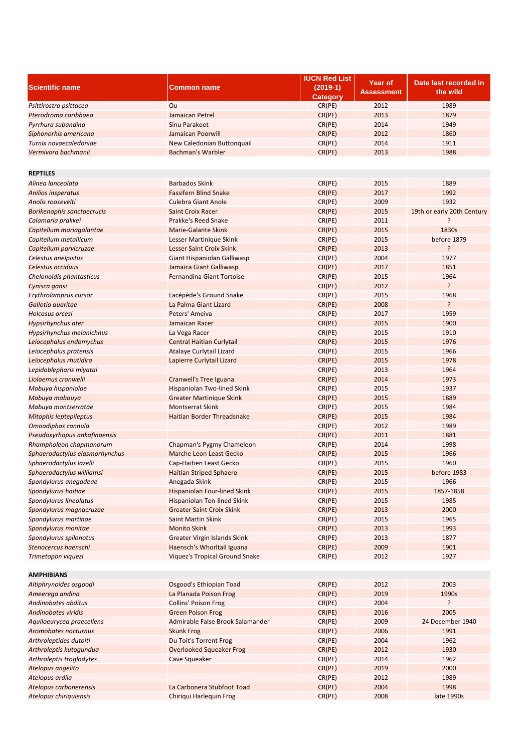| Scientific name | Common name | IUCN Red List (2019-1) Category | Year of Assessment | Date last recorded in the wild |
|---|---|---|---|---|
| *Psittirostra psittacea* | Ou | CR(PE) | 2012 | 1989 |
| *Pterodroma caribbaea* | Jamaican Petrel | CR(PE) | 2013 | 1879 |
| *Pyrrhura subandina* | Sinu Parakeet | CR(PE) | 2014 | 1949 |
| *Siphonorhis americana* | Jamaican Poorwill | CR(PE) | 2012 | 1860 |
| *Turnix novaecaledoniae* | New Caledonian Buttonquail | CR(PE) | 2014 | 1911 |
| *Vermivora bachmanii* | Bachman's Warbler | CR(PE) | 2013 | 1988 |
| | | | | |
| **REPTILES** | | | | |
| *Alinea lanceolata* | Barbados Skink | CR(PE) | 2015 | 1889 |
| *Anilios insperatus* | Fassifern Blind Snake | CR(PE) | 2017 | 1992 |
| *Anolis roosevelti* | Culebra Giant Anole | CR(PE) | 2009 | 1932 |
| *Borikenophis sanctaecrucis* | Saint Croix Racer | CR(PE) | 2015 | 19th or early 20th Century |
| *Calamaria prakkei* | Prakke's Reed Snake | CR(PE) | 2011 | ? |
| *Capitellum mariagalantae* | Marie-Galante Skink | CR(PE) | 2015 | 1830s |
| *Capitellum metallicum* | Lesser Martinique Skink | CR(PE) | 2015 | before 1879 |
| *Capitellum parvicruzae* | Lesser Saint Croix Skink | CR(PE) | 2013 | ? |
| *Celestus anelpistus* | Giant Hispaniolan Galliwasp | CR(PE) | 2004 | 1977 |
| *Celestus occiduus* | Jamaica Giant Galliwasp | CR(PE) | 2017 | 1851 |
| *Chelonoidis phantasticus* | Fernandina Giant Tortoise | CR(PE) | 2015 | 1964 |
| *Cynisca gansi* | | CR(PE) | 2012 | ? |
| *Erythrolamprus cursor* | Lacépède's Ground Snake | CR(PE) | 2015 | 1968 |
| *Gallotia auaritae* | La Palma Giant Lizard | CR(PE) | 2008 | ? |
| *Holcosus orcesi* | Peters' Ameiva | CR(PE) | 2017 | 1959 |
| *Hypsirhynchus ater* | Jamaican Racer | CR(PE) | 2015 | 1900 |
| *Hypsirhynchus melanichnus* | La Vega Racer | CR(PE) | 2015 | 1910 |
| *Leiocephalus endomychus* | Central Haitian Curlytail | CR(PE) | 2015 | 1976 |
| *Leiocephalus pratensis* | Atalaye Curlytail Lizard | CR(PE) | 2015 | 1966 |
| *Leiocephalus rhutidira* | Lapierre Curlytail Lizard | CR(PE) | 2015 | 1978 |
| *Lepidoblepharis miyatai* | | CR(PE) | 2013 | 1964 |
| *Liolaemus cranwelli* | Cranwell's Tree Iguana | CR(PE) | 2014 | 1973 |
| *Mabuya hispaniolae* | Hispaniolan Two-lined Skink | CR(PE) | 2015 | 1937 |
| *Mabuya mabouya* | Greater Martinique Skink | CR(PE) | 2015 | 1889 |
| *Mabuya montserratae* | Montserrat Skink | CR(PE) | 2015 | 1984 |
| *Mitophis leptepileptus* | Haitian Border Threadsnake | CR(PE) | 2015 | 1984 |
| *Omoadiphas cannula* | | CR(PE) | 2012 | 1989 |
| *Pseudoxyrhopus ankafinaensis* | | CR(PE) | 2011 | 1881 |
| *Rhampholeon chapmanorum* | Chapman's Pygmy Chameleon | CR(PE) | 2014 | 1998 |
| *Sphaerodactylus elasmorhynchus* | Marche Leon Least Gecko | CR(PE) | 2015 | 1966 |
| *Sphaerodactylus lazelli* | Cap-Haitien Least Gecko | CR(PE) | 2015 | 1960 |
| *Sphaerodactylus williamsi* | Haitian Striped Sphaero | CR(PE) | 2015 | before 1983 |
| *Spondylurus anegadeae* | Anegada Skink | CR(PE) | 2015 | 1966 |
| *Spondylurus haitiae* | Hispaniolan Four-lined Skink | CR(PE) | 2015 | 1857-1858 |
| *Spondylurus lineolatus* | Hispaniolan Ten-lined Skink | CR(PE) | 2015 | 1985 |
| *Spondylurus magnacruzae* | Greater Saint Croix Skink | CR(PE) | 2013 | 2000 |
| *Spondylurus martinae* | Saint Martin Skink | CR(PE) | 2015 | 1965 |
| *Spondylurus monitae* | Monito Skink | CR(PE) | 2013 | 1993 |
| *Spondylurus spilonotus* | Greater Virgin Islands Skink | CR(PE) | 2013 | 1877 |
| *Stenocercus haenschi* | Haensch's Whorltail Iguana | CR(PE) | 2009 | 1901 |
| *Trimetopon viquezi* | Viquez's Tropical Ground Snake | CR(PE) | 2012 | 1927 |
| | | | | |
| **AMPHIBIANS** | | | | |
| *Altiphrynoides osgoodi* | Osgood's Ethiopian Toad | CR(PE) | 2012 | 2003 |
| *Ameerega andina* | La Planada Poison Frog | CR(PE) | 2019 | 1990s |
| *Andinobates abditus* | Collins' Poison Frog | CR(PE) | 2004 | ? |
| *Andinobates viridis* | Green Poison Frog | CR(PE) | 2016 | 2005 |
| *Aquiloeurycea praecellens* | Admirable False Brook Salamander | CR(PE) | 2009 | 24 December 1940 |
| *Aromobates nocturnus* | Skunk Frog | CR(PE) | 2006 | 1991 |
| *Arthroleptides dutoiti* | Du Toit's Torrent Frog | CR(PE) | 2004 | 1962 |
| *Arthroleptis kutogundua* | Overlooked Squeaker Frog | CR(PE) | 2012 | 1930 |
| *Arthroleptis troglodytes* | Cave Squeaker | CR(PE) | 2014 | 1962 |
| *Atelopus angelito* | | CR(PE) | 2019 | 2000 |
| *Atelopus ardila* | | CR(PE) | 2012 | 1989 |
| *Atelopus carbonerensis* | La Carbonera Stubfoot Toad | CR(PE) | 2004 | 1998 |
| *Atelopus chiriquiensis* | Chiriqui Harlequin Frog | CR(PE) | 2008 | late 1990s |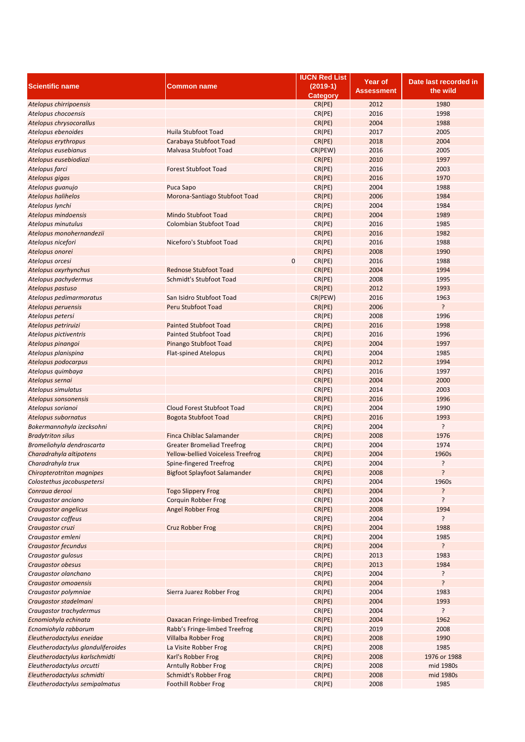| Scientific name | Common name | IUCN Red List (2019-1) Category | Year of Assessment | Date last recorded in the wild |
|---|---|---|---|---|
| *Atelopus chirripoensis* | | CR(PE) | 2012 | 1980 |
| *Atelopus chocoensis* | | CR(PE) | 2016 | 1998 |
| *Atelopus chrysocorallus* | | CR(PE) | 2004 | 1988 |
| *Atelopus ebenoides* | Huila Stubfoot Toad | CR(PE) | 2017 | 2005 |
| *Atelopus erythropus* | Carabaya Stubfoot Toad | CR(PE) | 2018 | 2004 |
| *Atelopus eusebianus* | Malvasa Stubfoot Toad | CR(PEW) | 2016 | 2005 |
| *Atelopus eusebiodiazi* | | CR(PE) | 2010 | 1997 |
| *Atelopus farci* | Forest Stubfoot Toad | CR(PE) | 2016 | 2003 |
| *Atelopus gigas* | | CR(PE) | 2016 | 1970 |
| *Atelopus guanujo* | Puca Sapo | CR(PE) | 2004 | 1988 |
| *Atelopus halihelos* | Morona-Santiago Stubfoot Toad | CR(PE) | 2006 | 1984 |
| *Atelopus lynchi* | | CR(PE) | 2004 | 1984 |
| *Atelopus mindoensis* | Mindo Stubfoot Toad | CR(PE) | 2004 | 1989 |
| *Atelopus minutulus* | Colombian Stubfoot Toad | CR(PE) | 2016 | 1985 |
| *Atelopus monohernandezii* | | CR(PE) | 2016 | 1982 |
| *Atelopus nicefori* | Niceforo's Stubfoot Toad | CR(PE) | 2016 | 1988 |
| *Atelopus onorei* | | CR(PE) | 2008 | 1990 |
| *Atelopus orcesi* | 0 | CR(PE) | 2016 | 1988 |
| *Atelopus oxyrhynchus* | Rednose Stubfoot Toad | CR(PE) | 2004 | 1994 |
| *Atelopus pachydermus* | Schmidt's Stubfoot Toad | CR(PE) | 2008 | 1995 |
| *Atelopus pastuso* | | CR(PE) | 2012 | 1993 |
| *Atelopus pedimarmoratus* | San Isidro Stubfoot Toad | CR(PEW) | 2016 | 1963 |
| *Atelopus peruensis* | Peru Stubfoot Toad | CR(PE) | 2006 | ? |
| *Atelopus petersi* | | CR(PE) | 2008 | 1996 |
| *Atelopus petriruizi* | Painted Stubfoot Toad | CR(PE) | 2016 | 1998 |
| *Atelopus pictiventris* | Painted Stubfoot Toad | CR(PE) | 2016 | 1996 |
| *Atelopus pinangoi* | Pinango Stubfoot Toad | CR(PE) | 2004 | 1997 |
| *Atelopus planispina* | Flat-spined Atelopus | CR(PE) | 2004 | 1985 |
| *Atelopus podocarpus* | | CR(PE) | 2012 | 1994 |
| *Atelopus quimbaya* | | CR(PE) | 2016 | 1997 |
| *Atelopus sernai* | | CR(PE) | 2004 | 2000 |
| *Atelopus simulatus* | | CR(PE) | 2014 | 2003 |
| *Atelopus sonsonensis* | | CR(PE) | 2016 | 1996 |
| *Atelopus sorianoi* | Cloud Forest Stubfoot Toad | CR(PE) | 2004 | 1990 |
| *Atelopus subornatus* | Bogota Stubfoot Toad | CR(PE) | 2016 | 1993 |
| *Bokermannohyla izecksohni* | | CR(PE) | 2004 | ? |
| *Bradytriton silus* | Finca Chiblac Salamander | CR(PE) | 2008 | 1976 |
| *Bromeliohyla dendroscarta* | Greater Bromeliad Treefrog | CR(PE) | 2004 | 1974 |
| *Charadrahyla altipotens* | Yellow-bellied Voiceless Treefrog | CR(PE) | 2004 | 1960s |
| *Charadrahyla trux* | Spine-fingered Treefrog | CR(PE) | 2004 | ? |
| *Chiropterotriton magnipes* | Bigfoot Splayfoot Salamander | CR(PE) | 2008 | ? |
| *Colostethus jacobuspetersi* | | CR(PE) | 2004 | 1960s |
| *Conraua derooi* | Togo Slippery Frog | CR(PE) | 2004 | ? |
| *Craugastor anciano* | Corquin Robber Frog | CR(PE) | 2004 | ? |
| *Craugastor angelicus* | Angel Robber Frog | CR(PE) | 2008 | 1994 |
| *Craugastor coffeus* | | CR(PE) | 2004 | ? |
| *Craugastor cruzi* | Cruz Robber Frog | CR(PE) | 2004 | 1988 |
| *Craugastor emleni* | | CR(PE) | 2004 | 1985 |
| *Craugastor fecundus* | | CR(PE) | 2004 | ? |
| *Craugastor gulosus* | | CR(PE) | 2013 | 1983 |
| *Craugastor obesus* | | CR(PE) | 2013 | 1984 |
| *Craugastor olanchano* | | CR(PE) | 2004 | ? |
| *Craugastor omoaensis* | | CR(PE) | 2004 | ? |
| *Craugastor polymniae* | Sierra Juarez Robber Frog | CR(PE) | 2004 | 1983 |
| *Craugastor stadelmani* | | CR(PE) | 2004 | 1993 |
| *Craugastor trachydermus* | | CR(PE) | 2004 | ? |
| *Ecnomiohyla echinata* | Oaxacan Fringe-limbed Treefrog | CR(PE) | 2004 | 1962 |
| *Ecnomiohyla rabborum* | Rabb's Fringe-limbed Treefrog | CR(PE) | 2019 | 2008 |
| *Eleutherodactylus eneidae* | Villalba Robber Frog | CR(PE) | 2008 | 1990 |
| *Eleutherodactylus glanduliferoides* | La Visite Robber Frog | CR(PE) | 2008 | 1985 |
| *Eleutherodactylus karlschmidti* | Karl's Robber Frog | CR(PE) | 2008 | 1976 or 1988 |
| *Eleutherodactylus orcutti* | Arntully Robber Frog | CR(PE) | 2008 | mid 1980s |
| *Eleutherodactylus schmidti* | Schmidt's Robber Frog | CR(PE) | 2008 | mid 1980s |
| *Eleutherodactylus semipalmatus* | Foothill Robber Frog | CR(PE) | 2008 | 1985 |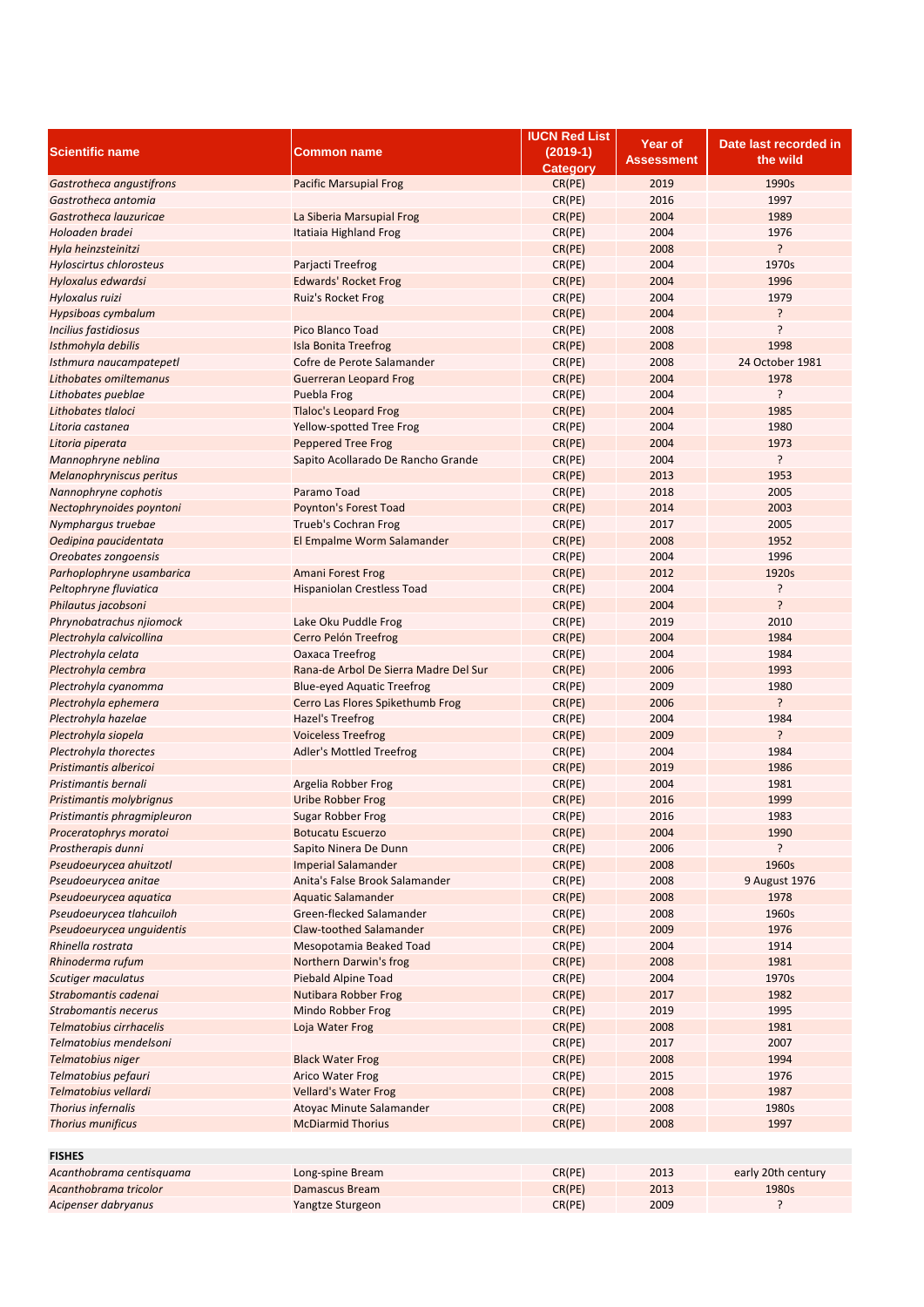| Scientific name | Common name | IUCN Red List (2019-1) Category | Year of Assessment | Date last recorded in the wild |
| --- | --- | --- | --- | --- |
| *Gastrotheca angustifrons* | Pacific Marsupial Frog | CR(PE) | 2019 | 1990s |
| *Gastrotheca antomia* | | CR(PE) | 2016 | 1997 |
| *Gastrotheca lauzuricae* | La Siberia Marsupial Frog | CR(PE) | 2004 | 1989 |
| *Holoaden bradei* | Itatiaia Highland Frog | CR(PE) | 2004 | 1976 |
| *Hyla heinzsteinitzi* | | CR(PE) | 2008 | ? |
| *Hyloscirtus chlorosteus* | Parjacti Treefrog | CR(PE) | 2004 | 1970s |
| *Hyloxalus edwardsi* | Edwards' Rocket Frog | CR(PE) | 2004 | 1996 |
| *Hyloxalus ruizi* | Ruiz's Rocket Frog | CR(PE) | 2004 | 1979 |
| *Hypsiboas cymbalum* | | CR(PE) | 2004 | ? |
| *Incilius fastidiosus* | Pico Blanco Toad | CR(PE) | 2008 | ? |
| *Isthmohyla debilis* | Isla Bonita Treefrog | CR(PE) | 2008 | 1998 |
| *Isthmura naucampatepetl* | Cofre de Perote Salamander | CR(PE) | 2008 | 24 October 1981 |
| *Lithobates omiltemanus* | Guerreran Leopard Frog | CR(PE) | 2004 | 1978 |
| *Lithobates pueblae* | Puebla Frog | CR(PE) | 2004 | ? |
| *Lithobates tlaloci* | Tlaloc's Leopard Frog | CR(PE) | 2004 | 1985 |
| *Litoria castanea* | Yellow-spotted Tree Frog | CR(PE) | 2004 | 1980 |
| *Litoria piperata* | Peppered Tree Frog | CR(PE) | 2004 | 1973 |
| *Mannophryne neblina* | Sapito Acollarado De Rancho Grande | CR(PE) | 2004 | ? |
| *Melanophryniscus peritus* | | CR(PE) | 2013 | 1953 |
| *Nannophryne cophotis* | Paramo Toad | CR(PE) | 2018 | 2005 |
| *Nectophrynoides poyntoni* | Poynton's Forest Toad | CR(PE) | 2014 | 2003 |
| *Nymphargus truebae* | Trueb's Cochran Frog | CR(PE) | 2017 | 2005 |
| *Oedipina paucidentata* | El Empalme Worm Salamander | CR(PE) | 2008 | 1952 |
| *Oreobates zongoensis* | | CR(PE) | 2004 | 1996 |
| *Parhoplophryne usambarica* | Amani Forest Frog | CR(PE) | 2012 | 1920s |
| *Peltophryne fluviatica* | Hispaniolan Crestless Toad | CR(PE) | 2004 | ? |
| *Philautus jacobsoni* | | CR(PE) | 2004 | ? |
| *Phrynobatrachus njiomock* | Lake Oku Puddle Frog | CR(PE) | 2019 | 2010 |
| *Plectrohyla calvicollina* | Cerro Pelón Treefrog | CR(PE) | 2004 | 1984 |
| *Plectrohyla celata* | Oaxaca Treefrog | CR(PE) | 2004 | 1984 |
| *Plectrohyla cembra* | Rana-de Arbol De Sierra Madre Del Sur | CR(PE) | 2006 | 1993 |
| *Plectrohyla cyanomma* | Blue-eyed Aquatic Treefrog | CR(PE) | 2009 | 1980 |
| *Plectrohyla ephemera* | Cerro Las Flores Spikethumb Frog | CR(PE) | 2006 | ? |
| *Plectrohyla hazelae* | Hazel's Treefrog | CR(PE) | 2004 | 1984 |
| *Plectrohyla siopela* | Voiceless Treefrog | CR(PE) | 2009 | ? |
| *Plectrohyla thorectes* | Adler's Mottled Treefrog | CR(PE) | 2004 | 1984 |
| *Pristimantis albericoi* | | CR(PE) | 2019 | 1986 |
| *Pristimantis bernali* | Argelia Robber Frog | CR(PE) | 2004 | 1981 |
| *Pristimantis molybrignus* | Uribe Robber Frog | CR(PE) | 2016 | 1999 |
| *Pristimantis phragmipleuron* | Sugar Robber Frog | CR(PE) | 2016 | 1983 |
| *Proceratophrys moratoi* | Botucatu Escuerzo | CR(PE) | 2004 | 1990 |
| *Prostherapis dunni* | Sapito Ninera De Dunn | CR(PE) | 2006 | ? |
| *Pseudoeurycea ahuitzotl* | Imperial Salamander | CR(PE) | 2008 | 1960s |
| *Pseudoeurycea anitae* | Anita's False Brook Salamander | CR(PE) | 2008 | 9 August 1976 |
| *Pseudoeurycea aquatica* | Aquatic Salamander | CR(PE) | 2008 | 1978 |
| *Pseudoeurycea tlahcuiloh* | Green-flecked Salamander | CR(PE) | 2008 | 1960s |
| *Pseudoeurycea unguidentis* | Claw-toothed Salamander | CR(PE) | 2009 | 1976 |
| *Rhinella rostrata* | Mesopotamia Beaked Toad | CR(PE) | 2004 | 1914 |
| *Rhinoderma rufum* | Northern Darwin's frog | CR(PE) | 2008 | 1981 |
| *Scutiger maculatus* | Piebald Alpine Toad | CR(PE) | 2004 | 1970s |
| *Strabomantis cadenai* | Nutibara Robber Frog | CR(PE) | 2017 | 1982 |
| *Strabomantis necerus* | Mindo Robber Frog | CR(PE) | 2019 | 1995 |
| *Telmatobius cirrhacelis* | Loja Water Frog | CR(PE) | 2008 | 1981 |
| *Telmatobius mendelsoni* | | CR(PE) | 2017 | 2007 |
| *Telmatobius niger* | Black Water Frog | CR(PE) | 2008 | 1994 |
| *Telmatobius pefauri* | Arico Water Frog | CR(PE) | 2015 | 1976 |
| *Telmatobius vellardi* | Vellard's Water Frog | CR(PE) | 2008 | 1987 |
| *Thorius infernalis* | Atoyac Minute Salamander | CR(PE) | 2008 | 1980s |
| *Thorius munificus* | McDiarmid Thorius | CR(PE) | 2008 | 1997 |
| | | | | |
| **FISHES** | | | | |
| *Acanthobrama centisquama* | Long-spine Bream | CR(PE) | 2013 | early 20th century |
| *Acanthobrama tricolor* | Damascus Bream | CR(PE) | 2013 | 1980s |
| *Acipenser dabryanus* | Yangtze Sturgeon | CR(PE) | 2009 | ? |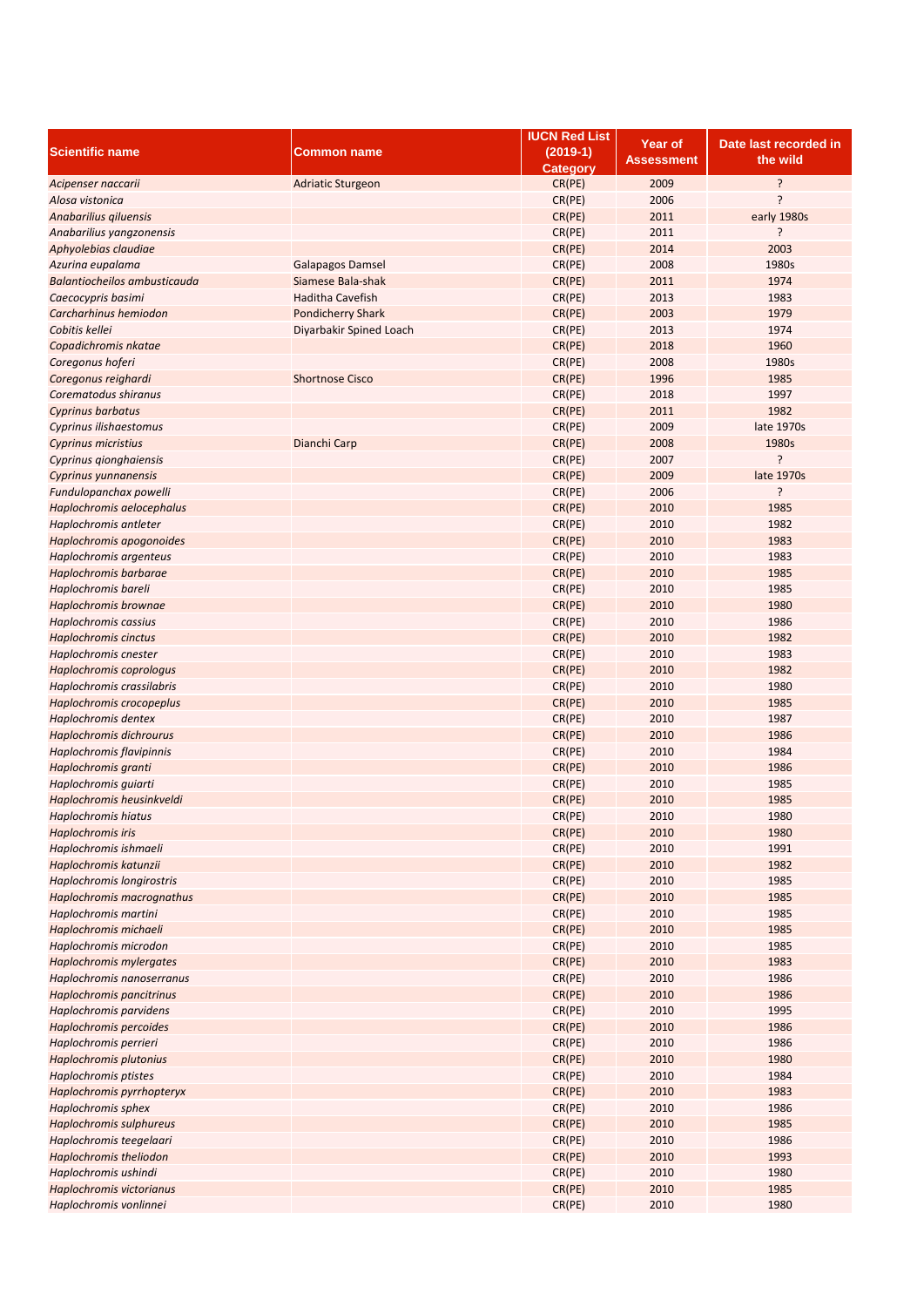| Scientific name | Common name | IUCN Red List (2019-1) Category | Year of Assessment | Date last recorded in the wild |
|---|---|---|---|---|
| *Acipenser naccarii* | Adriatic Sturgeon | CR(PE) | 2009 | ? |
| *Alosa vistonica* | | CR(PE) | 2006 | ? |
| *Anabarilius qiluensis* | | CR(PE) | 2011 | early 1980s |
| *Anabarilius yangzonensis* | | CR(PE) | 2011 | ? |
| *Aphyolebias claudiae* | | CR(PE) | 2014 | 2003 |
| *Azurina eupalama* | Galapagos Damsel | CR(PE) | 2008 | 1980s |
| *Balantiocheilos ambusticauda* | Siamese Bala-shak | CR(PE) | 2011 | 1974 |
| *Caecocypris basimi* | Haditha Cavefish | CR(PE) | 2013 | 1983 |
| *Carcharhinus hemiodon* | Pondicherry Shark | CR(PE) | 2003 | 1979 |
| *Cobitis kellei* | Diyarbakir Spined Loach | CR(PE) | 2013 | 1974 |
| *Copadichromis nkatae* | | CR(PE) | 2018 | 1960 |
| *Coregonus hoferi* | | CR(PE) | 2008 | 1980s |
| *Coregonus reighardi* | Shortnose Cisco | CR(PE) | 1996 | 1985 |
| *Corematodus shiranus* | | CR(PE) | 2018 | 1997 |
| *Cyprinus barbatus* | | CR(PE) | 2011 | 1982 |
| *Cyprinus ilishaestomus* | | CR(PE) | 2009 | late 1970s |
| *Cyprinus micristius* | Dianchi Carp | CR(PE) | 2008 | 1980s |
| *Cyprinus qionghaiensis* | | CR(PE) | 2007 | ? |
| *Cyprinus yunnanensis* | | CR(PE) | 2009 | late 1970s |
| *Fundulopanchax powelli* | | CR(PE) | 2006 | ? |
| *Haplochromis aelocephalus* | | CR(PE) | 2010 | 1985 |
| *Haplochromis antleter* | | CR(PE) | 2010 | 1982 |
| *Haplochromis apogonoides* | | CR(PE) | 2010 | 1983 |
| *Haplochromis argenteus* | | CR(PE) | 2010 | 1983 |
| *Haplochromis barbarae* | | CR(PE) | 2010 | 1985 |
| *Haplochromis bareli* | | CR(PE) | 2010 | 1985 |
| *Haplochromis brownae* | | CR(PE) | 2010 | 1980 |
| *Haplochromis cassius* | | CR(PE) | 2010 | 1986 |
| *Haplochromis cinctus* | | CR(PE) | 2010 | 1982 |
| *Haplochromis cnester* | | CR(PE) | 2010 | 1983 |
| *Haplochromis coprologus* | | CR(PE) | 2010 | 1982 |
| *Haplochromis crassilabris* | | CR(PE) | 2010 | 1980 |
| *Haplochromis crocopeplus* | | CR(PE) | 2010 | 1985 |
| *Haplochromis dentex* | | CR(PE) | 2010 | 1987 |
| *Haplochromis dichrourus* | | CR(PE) | 2010 | 1986 |
| *Haplochromis flavipinnis* | | CR(PE) | 2010 | 1984 |
| *Haplochromis granti* | | CR(PE) | 2010 | 1986 |
| *Haplochromis guiarti* | | CR(PE) | 2010 | 1985 |
| *Haplochromis heusinkveldi* | | CR(PE) | 2010 | 1985 |
| *Haplochromis hiatus* | | CR(PE) | 2010 | 1980 |
| *Haplochromis iris* | | CR(PE) | 2010 | 1980 |
| *Haplochromis ishmaeli* | | CR(PE) | 2010 | 1991 |
| *Haplochromis katunzii* | | CR(PE) | 2010 | 1982 |
| *Haplochromis longirostris* | | CR(PE) | 2010 | 1985 |
| *Haplochromis macrognathus* | | CR(PE) | 2010 | 1985 |
| *Haplochromis martini* | | CR(PE) | 2010 | 1985 |
| *Haplochromis michaeli* | | CR(PE) | 2010 | 1985 |
| *Haplochromis microdon* | | CR(PE) | 2010 | 1985 |
| *Haplochromis mylergates* | | CR(PE) | 2010 | 1983 |
| *Haplochromis nanoserranus* | | CR(PE) | 2010 | 1986 |
| *Haplochromis pancitrinus* | | CR(PE) | 2010 | 1986 |
| *Haplochromis parvidens* | | CR(PE) | 2010 | 1995 |
| *Haplochromis percoides* | | CR(PE) | 2010 | 1986 |
| *Haplochromis perrieri* | | CR(PE) | 2010 | 1986 |
| *Haplochromis plutonius* | | CR(PE) | 2010 | 1980 |
| *Haplochromis ptistes* | | CR(PE) | 2010 | 1984 |
| *Haplochromis pyrrhopteryx* | | CR(PE) | 2010 | 1983 |
| *Haplochromis sphex* | | CR(PE) | 2010 | 1986 |
| *Haplochromis sulphureus* | | CR(PE) | 2010 | 1985 |
| *Haplochromis teegelaari* | | CR(PE) | 2010 | 1986 |
| *Haplochromis theliodon* | | CR(PE) | 2010 | 1993 |
| *Haplochromis ushindi* | | CR(PE) | 2010 | 1980 |
| *Haplochromis victorianus* | | CR(PE) | 2010 | 1985 |
| *Haplochromis vonlinnei* | | CR(PE) | 2010 | 1980 |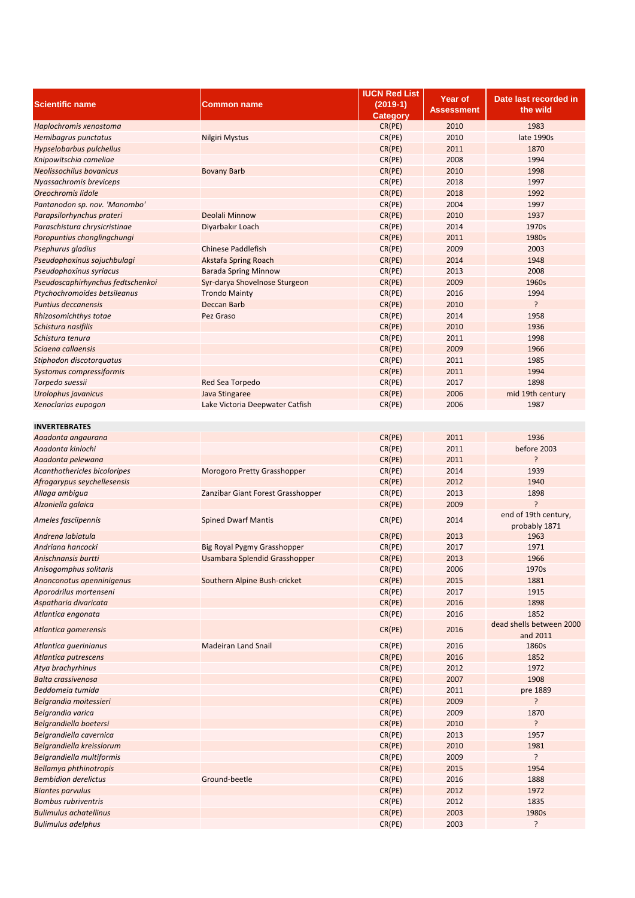| Scientific name | Common name | IUCN Red List (2019-1) Category | Year of Assessment | Date last recorded in the wild |
|---|---|---|---|---|
| *Haplochromis xenostoma* | | CR(PE) | 2010 | 1983 |
| *Hemibagrus punctatus* | Nilgiri Mystus | CR(PE) | 2010 | late 1990s |
| *Hypselobarbus pulchellus* | | CR(PE) | 2011 | 1870 |
| *Knipowitschia cameliae* | | CR(PE) | 2008 | 1994 |
| *Neolissochilus bovanicus* | Bovany Barb | CR(PE) | 2010 | 1998 |
| *Nyassachromis breviceps* | | CR(PE) | 2018 | 1997 |
| *Oreochromis lidole* | | CR(PE) | 2018 | 1992 |
| *Pantanodon sp. nov. 'Manombo'* | | CR(PE) | 2004 | 1997 |
| *Parapsilorhynchus prateri* | Deolali Minnow | CR(PE) | 2010 | 1937 |
| *Paraschistura chrysicristinae* | Diyarbakır Loach | CR(PE) | 2014 | 1970s |
| *Poropuntius chonglingchungi* | | CR(PE) | 2011 | 1980s |
| *Psephurus gladius* | Chinese Paddlefish | CR(PE) | 2009 | 2003 |
| *Pseudophoxinus sojuchbulagi* | Akstafa Spring Roach | CR(PE) | 2014 | 1948 |
| *Pseudophoxinus syriacus* | Barada Spring Minnow | CR(PE) | 2013 | 2008 |
| *Pseudoscaphirhynchus fedtschenkoi* | Syr-darya Shovelnose Sturgeon | CR(PE) | 2009 | 1960s |
| *Ptychochromoides betsileanus* | Trondo Mainty | CR(PE) | 2016 | 1994 |
| *Puntius deccanensis* | Deccan Barb | CR(PE) | 2010 | ? |
| *Rhizosomichthys totae* | Pez Graso | CR(PE) | 2014 | 1958 |
| *Schistura nasifilis* | | CR(PE) | 2010 | 1936 |
| *Schistura tenura* | | CR(PE) | 2011 | 1998 |
| *Sciaena callaensis* | | CR(PE) | 2009 | 1966 |
| *Stiphodon discotorquatus* | | CR(PE) | 2011 | 1985 |
| *Systomus compressiformis* | | CR(PE) | 2011 | 1994 |
| *Torpedo suessii* | Red Sea Torpedo | CR(PE) | 2017 | 1898 |
| *Urolophus javanicus* | Java Stingaree | CR(PE) | 2006 | mid 19th century |
| *Xenoclarias eupogon* | Lake Victoria Deepwater Catfish | CR(PE) | 2006 | 1987 |
| | | | | |
| **INVERTEBRATES** | | | | |
| *Aaadonta angaurana* | | CR(PE) | 2011 | 1936 |
| *Aaadonta kinlochi* | | CR(PE) | 2011 | before 2003 |
| *Aaadonta pelewana* | | CR(PE) | 2011 | ? |
| *Acanthothericles bicoloripes* | Morogoro Pretty Grasshopper | CR(PE) | 2014 | 1939 |
| *Afrogarypus seychellesensis* | | CR(PE) | 2012 | 1940 |
| *Allaga ambigua* | Zanzibar Giant Forest Grasshopper | CR(PE) | 2013 | 1898 |
| *Alzoniella galaica* | | CR(PE) | 2009 | ? |
| *Ameles fasciipennis* | Spined Dwarf Mantis | CR(PE) | 2014 | end of 19th century, probably 1871 |
| *Andrena labiatula* | | CR(PE) | 2013 | 1963 |
| *Andriana hancocki* | Big Royal Pygmy Grasshopper | CR(PE) | 2017 | 1971 |
| *Anischnansis burtti* | Usambara Splendid Grasshopper | CR(PE) | 2013 | 1966 |
| *Anisogomphus solitaris* | | CR(PE) | 2006 | 1970s |
| *Anonconotus apenninigenus* | Southern Alpine Bush-cricket | CR(PE) | 2015 | 1881 |
| *Aporodrilus mortenseni* | | CR(PE) | 2017 | 1915 |
| *Aspatharia divaricata* | | CR(PE) | 2016 | 1898 |
| *Atlantica engonata* | | CR(PE) | 2016 | 1852 |
| *Atlantica gomerensis* | | CR(PE) | 2016 | dead shells between 2000 and 2011 |
| *Atlantica guerinianus* | Madeiran Land Snail | CR(PE) | 2016 | 1860s |
| *Atlantica putrescens* | | CR(PE) | 2016 | 1852 |
| *Atya brachyrhinus* | | CR(PE) | 2012 | 1972 |
| *Balta crassivenosa* | | CR(PE) | 2007 | 1908 |
| *Beddomeia tumida* | | CR(PE) | 2011 | pre 1889 |
| *Belgrandia moitessieri* | | CR(PE) | 2009 | ? |
| *Belgrandia varica* | | CR(PE) | 2009 | 1870 |
| *Belgrandiella boetersi* | | CR(PE) | 2010 | ? |
| *Belgrandiella cavernica* | | CR(PE) | 2013 | 1957 |
| *Belgrandiella kreisslorum* | | CR(PE) | 2010 | 1981 |
| *Belgrandiella multiformis* | | CR(PE) | 2009 | ? |
| *Bellamya phthinotropis* | | CR(PE) | 2015 | 1954 |
| *Bembidion derelictus* | Ground-beetle | CR(PE) | 2016 | 1888 |
| *Biantes parvulus* | | CR(PE) | 2012 | 1972 |
| *Bombus rubriventris* | | CR(PE) | 2012 | 1835 |
| *Bulimulus achatellinus* | | CR(PE) | 2003 | 1980s |
| *Bulimulus adelphus* | | CR(PE) | 2003 | ? |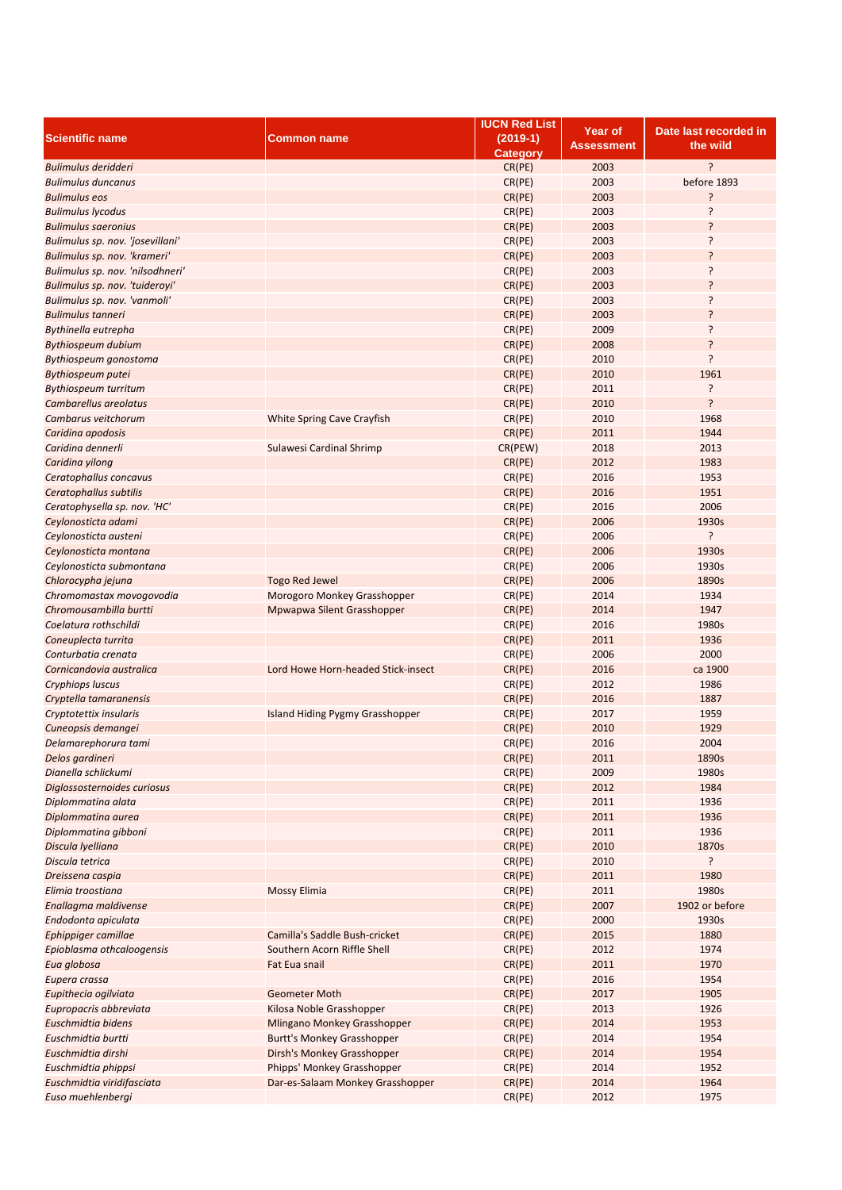| Scientific name | Common name | IUCN Red List (2019-1) Category | Year of Assessment | Date last recorded in the wild |
|---|---|---|---|---|
| *Bulimulus deridderi* | | CR(PE) | 2003 | ? |
| *Bulimulus duncanus* | | CR(PE) | 2003 | before 1893 |
| *Bulimulus eos* | | CR(PE) | 2003 | ? |
| *Bulimulus lycodus* | | CR(PE) | 2003 | ? |
| *Bulimulus saeronius* | | CR(PE) | 2003 | ? |
| *Bulimulus sp. nov. 'josevillani'* | | CR(PE) | 2003 | ? |
| *Bulimulus sp. nov. 'krameri'* | | CR(PE) | 2003 | ? |
| *Bulimulus sp. nov. 'nilsodhneri'* | | CR(PE) | 2003 | ? |
| *Bulimulus sp. nov. 'tuideroyi'* | | CR(PE) | 2003 | ? |
| *Bulimulus sp. nov. 'vanmoli'* | | CR(PE) | 2003 | ? |
| *Bulimulus tanneri* | | CR(PE) | 2003 | ? |
| *Bythinella eutrepha* | | CR(PE) | 2009 | ? |
| *Bythiospeum dubium* | | CR(PE) | 2008 | ? |
| *Bythiospeum gonostoma* | | CR(PE) | 2010 | ? |
| *Bythiospeum putei* | | CR(PE) | 2010 | 1961 |
| *Bythiospeum turritum* | | CR(PE) | 2011 | ? |
| *Cambarellus areolatus* | | CR(PE) | 2010 | ? |
| *Cambarus veitchorum* | White Spring Cave Crayfish | CR(PE) | 2010 | 1968 |
| *Caridina apodosis* | | CR(PE) | 2011 | 1944 |
| *Caridina dennerli* | Sulawesi Cardinal Shrimp | CR(PEW) | 2018 | 2013 |
| *Caridina yilong* | | CR(PE) | 2012 | 1983 |
| *Ceratophallus concavus* | | CR(PE) | 2016 | 1953 |
| *Ceratophallus subtilis* | | CR(PE) | 2016 | 1951 |
| *Ceratophysella sp. nov. 'HC'* | | CR(PE) | 2016 | 2006 |
| *Ceylonosticta adami* | | CR(PE) | 2006 | 1930s |
| *Ceylonosticta austeni* | | CR(PE) | 2006 | ? |
| *Ceylonosticta montana* | | CR(PE) | 2006 | 1930s |
| *Ceylonosticta submontana* | | CR(PE) | 2006 | 1930s |
| *Chlorocypha jejuna* | Togo Red Jewel | CR(PE) | 2006 | 1890s |
| *Chromomastax movogovodia* | Morogoro Monkey Grasshopper | CR(PE) | 2014 | 1934 |
| *Chromousambilla burtti* | Mpwapwa Silent Grasshopper | CR(PE) | 2014 | 1947 |
| *Coelatura rothschildi* | | CR(PE) | 2016 | 1980s |
| *Coneuplecta turrita* | | CR(PE) | 2011 | 1936 |
| *Conturbatia crenata* | | CR(PE) | 2006 | 2000 |
| *Cornicandovia australica* | Lord Howe Horn-headed Stick-insect | CR(PE) | 2016 | ca 1900 |
| *Cryphiops luscus* | | CR(PE) | 2012 | 1986 |
| *Cryptella tamaranensis* | | CR(PE) | 2016 | 1887 |
| *Cryptotettix insularis* | Island Hiding Pygmy Grasshopper | CR(PE) | 2017 | 1959 |
| *Cuneopsis demangei* | | CR(PE) | 2010 | 1929 |
| *Delamarephorura tami* | | CR(PE) | 2016 | 2004 |
| *Delos gardineri* | | CR(PE) | 2011 | 1890s |
| *Dianella schlickumi* | | CR(PE) | 2009 | 1980s |
| *Diglossosternoides curiosus* | | CR(PE) | 2012 | 1984 |
| *Diplommatina alata* | | CR(PE) | 2011 | 1936 |
| *Diplommatina aurea* | | CR(PE) | 2011 | 1936 |
| *Diplommatina gibboni* | | CR(PE) | 2011 | 1936 |
| *Discula lyelliana* | | CR(PE) | 2010 | 1870s |
| *Discula tetrica* | | CR(PE) | 2010 | ? |
| *Dreissena caspia* | | CR(PE) | 2011 | 1980 |
| *Elimia troostiana* | Mossy Elimia | CR(PE) | 2011 | 1980s |
| *Enallagma maldivense* | | CR(PE) | 2007 | 1902 or before |
| *Endodonta apiculata* | | CR(PE) | 2000 | 1930s |
| *Ephippiger camillae* | Camilla's Saddle Bush-cricket | CR(PE) | 2015 | 1880 |
| *Epioblasma othcaloogensis* | Southern Acorn Riffle Shell | CR(PE) | 2012 | 1974 |
| *Eua globosa* | Fat Eua snail | CR(PE) | 2011 | 1970 |
| *Eupera crassa* | | CR(PE) | 2016 | 1954 |
| *Eupithecia ogilviata* | Geometer Moth | CR(PE) | 2017 | 1905 |
| *Eupropacris abbreviata* | Kilosa Noble Grasshopper | CR(PE) | 2013 | 1926 |
| *Euschmidtia bidens* | Mlingano Monkey Grasshopper | CR(PE) | 2014 | 1953 |
| *Euschmidtia burtti* | Burtt's Monkey Grasshopper | CR(PE) | 2014 | 1954 |
| *Euschmidtia dirshi* | Dirsh's Monkey Grasshopper | CR(PE) | 2014 | 1954 |
| *Euschmidtia phippsi* | Phipps' Monkey Grasshopper | CR(PE) | 2014 | 1952 |
| *Euschmidtia viridifasciata* | Dar-es-Salaam Monkey Grasshopper | CR(PE) | 2014 | 1964 |
| *Euso muehlenbergi* | | CR(PE) | 2012 | 1975 |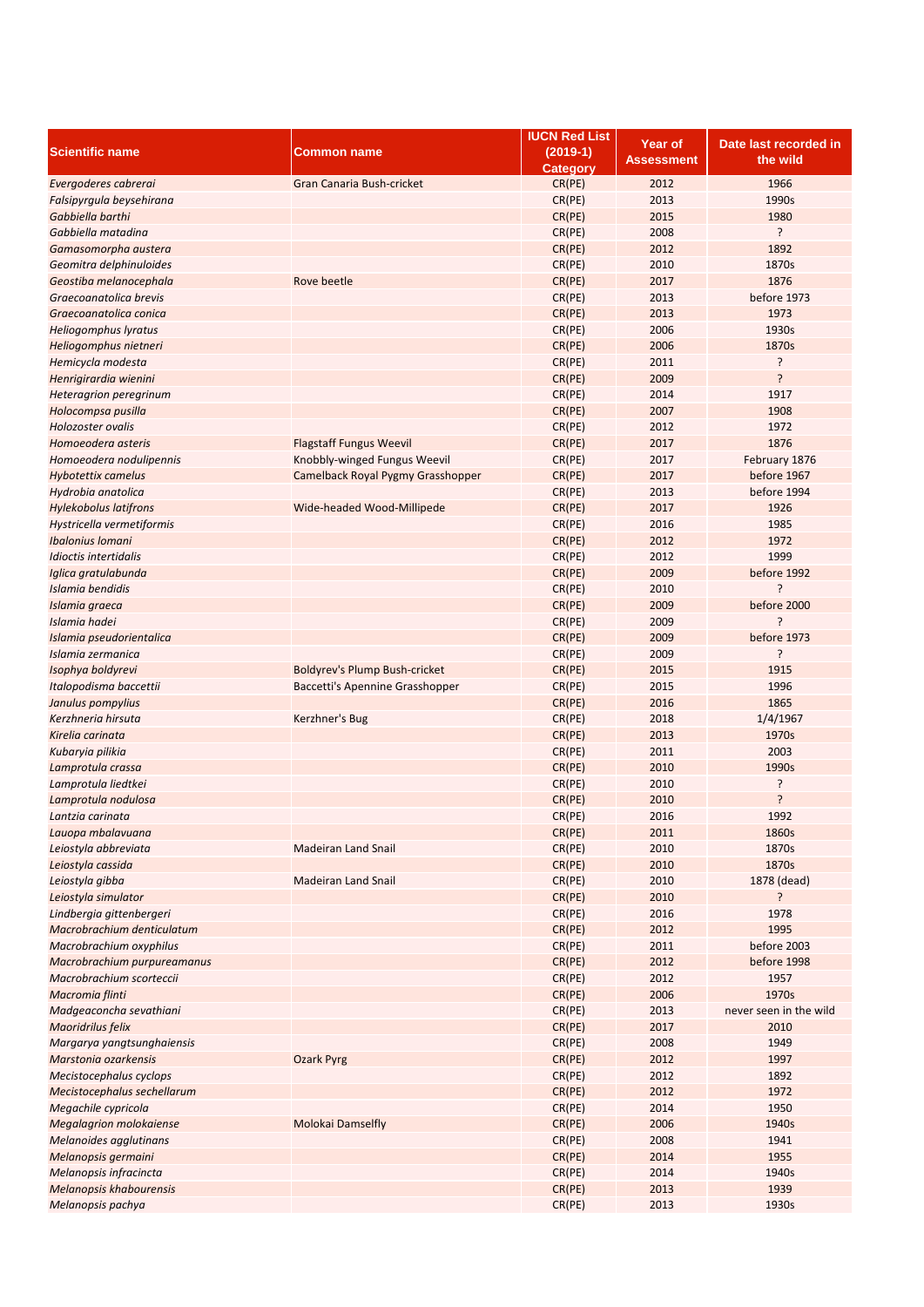| Scientific name | Common name | IUCN Red List (2019-1) Category | Year of Assessment | Date last recorded in the wild |
|---|---|---|---|---|
| *Evergoderes cabrerai* | Gran Canaria Bush-cricket | CR(PE) | 2012 | 1966 |
| *Falsipyrgula beysehirana* | | CR(PE) | 2013 | 1990s |
| *Gabbiella barthi* | | CR(PE) | 2015 | 1980 |
| *Gabbiella matadina* | | CR(PE) | 2008 | ? |
| *Gamasomorpha austera* | | CR(PE) | 2012 | 1892 |
| *Geomitra delphinuloides* | | CR(PE) | 2010 | 1870s |
| *Geostiba melanocephala* | Rove beetle | CR(PE) | 2017 | 1876 |
| *Graecoanatolica brevis* | | CR(PE) | 2013 | before 1973 |
| *Graecoanatolica conica* | | CR(PE) | 2013 | 1973 |
| *Heliogomphus lyratus* | | CR(PE) | 2006 | 1930s |
| *Heliogomphus nietneri* | | CR(PE) | 2006 | 1870s |
| *Hemicycla modesta* | | CR(PE) | 2011 | ? |
| *Henrigirardia wienini* | | CR(PE) | 2009 | ? |
| *Heteragrion peregrinum* | | CR(PE) | 2014 | 1917 |
| *Holocompsa pusilla* | | CR(PE) | 2007 | 1908 |
| *Holozoster ovalis* | | CR(PE) | 2012 | 1972 |
| *Homoeodera asteris* | Flagstaff Fungus Weevil | CR(PE) | 2017 | 1876 |
| *Homoeodera nodulipennis* | Knobbly-winged Fungus Weevil | CR(PE) | 2017 | February 1876 |
| *Hybotettix camelus* | Camelback Royal Pygmy Grasshopper | CR(PE) | 2017 | before 1967 |
| *Hydrobia anatolica* | | CR(PE) | 2013 | before 1994 |
| *Hylekobolus latifrons* | Wide-headed Wood-Millipede | CR(PE) | 2017 | 1926 |
| *Hystricella vermetiformis* | | CR(PE) | 2016 | 1985 |
| *Ibalonius lomani* | | CR(PE) | 2012 | 1972 |
| *Idioctis intertidalis* | | CR(PE) | 2012 | 1999 |
| *Iglica gratulabunda* | | CR(PE) | 2009 | before 1992 |
| *Islamia bendidis* | | CR(PE) | 2010 | ? |
| *Islamia graeca* | | CR(PE) | 2009 | before 2000 |
| *Islamia hadei* | | CR(PE) | 2009 | ? |
| *Islamia pseudorientalica* | | CR(PE) | 2009 | before 1973 |
| *Islamia zermanica* | | CR(PE) | 2009 | ? |
| *Isophya boldyrevi* | Boldyrev's Plump Bush-cricket | CR(PE) | 2015 | 1915 |
| *Italopodisma baccettii* | Baccetti's Apennine Grasshopper | CR(PE) | 2015 | 1996 |
| *Janulus pompylius* | | CR(PE) | 2016 | 1865 |
| *Kerzhneria hirsuta* | Kerzhner's Bug | CR(PE) | 2018 | 1/4/1967 |
| *Kirelia carinata* | | CR(PE) | 2013 | 1970s |
| *Kubaryia pilikia* | | CR(PE) | 2011 | 2003 |
| *Lamprotula crassa* | | CR(PE) | 2010 | 1990s |
| *Lamprotula liedtkei* | | CR(PE) | 2010 | ? |
| *Lamprotula nodulosa* | | CR(PE) | 2010 | ? |
| *Lantzia carinata* | | CR(PE) | 2016 | 1992 |
| *Lauopa mbalavuana* | | CR(PE) | 2011 | 1860s |
| *Leiostyla abbreviata* | Madeiran Land Snail | CR(PE) | 2010 | 1870s |
| *Leiostyla cassida* | | CR(PE) | 2010 | 1870s |
| *Leiostyla gibba* | Madeiran Land Snail | CR(PE) | 2010 | 1878 (dead) |
| *Leiostyla simulator* | | CR(PE) | 2010 | ? |
| *Lindbergia gittenbergeri* | | CR(PE) | 2016 | 1978 |
| *Macrobrachium denticulatum* | | CR(PE) | 2012 | 1995 |
| *Macrobrachium oxyphilus* | | CR(PE) | 2011 | before 2003 |
| *Macrobrachium purpureamanus* | | CR(PE) | 2012 | before 1998 |
| *Macrobrachium scorteccii* | | CR(PE) | 2012 | 1957 |
| *Macromia flinti* | | CR(PE) | 2006 | 1970s |
| *Madgeaconcha sevathiani* | | CR(PE) | 2013 | never seen in the wild |
| *Maoridrilus felix* | | CR(PE) | 2017 | 2010 |
| *Margarya yangtsunghaiensis* | | CR(PE) | 2008 | 1949 |
| *Marstonia ozarkensis* | Ozark Pyrg | CR(PE) | 2012 | 1997 |
| *Mecistocephalus cyclops* | | CR(PE) | 2012 | 1892 |
| *Mecistocephalus sechellarum* | | CR(PE) | 2012 | 1972 |
| *Megachile cypricola* | | CR(PE) | 2014 | 1950 |
| *Megalagrion molokaiense* | Molokai Damselfly | CR(PE) | 2006 | 1940s |
| *Melanoides agglutinans* | | CR(PE) | 2008 | 1941 |
| *Melanopsis germaini* | | CR(PE) | 2014 | 1955 |
| *Melanopsis infracincta* | | CR(PE) | 2014 | 1940s |
| *Melanopsis khabourensis* | | CR(PE) | 2013 | 1939 |
| *Melanopsis pachya* | | CR(PE) | 2013 | 1930s |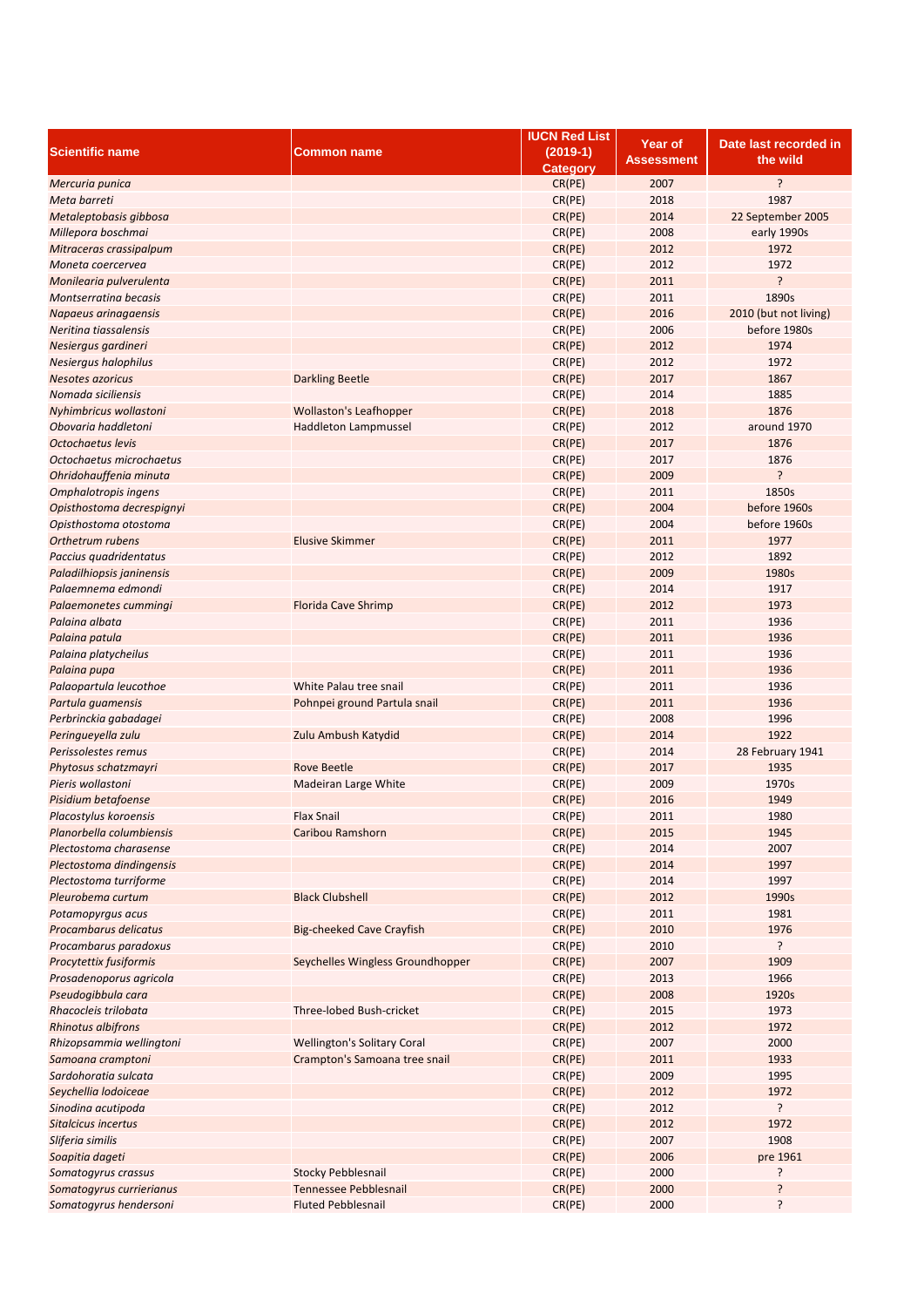| Scientific name | Common name | IUCN Red List (2019-1) Category | Year of Assessment | Date last recorded in the wild |
|---|---|---|---|---|
| *Mercuria punica* | | CR(PE) | 2007 | ? |
| *Meta barreti* | | CR(PE) | 2018 | 1987 |
| *Metaleptobasis gibbosa* | | CR(PE) | 2014 | 22 September 2005 |
| *Millepora boschmai* | | CR(PE) | 2008 | early 1990s |
| *Mitraceras crassipalpum* | | CR(PE) | 2012 | 1972 |
| *Moneta coercervea* | | CR(PE) | 2012 | 1972 |
| *Monilearia pulverulenta* | | CR(PE) | 2011 | ? |
| *Montserratina becasis* | | CR(PE) | 2011 | 1890s |
| *Napaeus arinagaensis* | | CR(PE) | 2016 | 2010 (but not living) |
| *Neritina tiassalensis* | | CR(PE) | 2006 | before 1980s |
| *Nesiergus gardineri* | | CR(PE) | 2012 | 1974 |
| *Nesiergus halophilus* | | CR(PE) | 2012 | 1972 |
| *Nesotes azoricus* | Darkling Beetle | CR(PE) | 2017 | 1867 |
| *Nomada siciliensis* | | CR(PE) | 2014 | 1885 |
| *Nyhimbricus wollastoni* | Wollaston's Leafhopper | CR(PE) | 2018 | 1876 |
| *Obovaria haddletoni* | Haddleton Lampmussel | CR(PE) | 2012 | around 1970 |
| *Octochaetus levis* | | CR(PE) | 2017 | 1876 |
| *Octochaetus microchaetus* | | CR(PE) | 2017 | 1876 |
| *Ohridohauffenia minuta* | | CR(PE) | 2009 | ? |
| *Omphalotropis ingens* | | CR(PE) | 2011 | 1850s |
| *Opisthostoma decrespignyi* | | CR(PE) | 2004 | before 1960s |
| *Opisthostoma otostoma* | | CR(PE) | 2004 | before 1960s |
| *Orthetrum rubens* | Elusive Skimmer | CR(PE) | 2011 | 1977 |
| *Paccius quadridentatus* | | CR(PE) | 2012 | 1892 |
| *Paladilhiopsis janinensis* | | CR(PE) | 2009 | 1980s |
| *Palaemnema edmondi* | | CR(PE) | 2014 | 1917 |
| *Palaemonetes cummingi* | Florida Cave Shrimp | CR(PE) | 2012 | 1973 |
| *Palaina albata* | | CR(PE) | 2011 | 1936 |
| *Palaina patula* | | CR(PE) | 2011 | 1936 |
| *Palaina platycheilus* | | CR(PE) | 2011 | 1936 |
| *Palaina pupa* | | CR(PE) | 2011 | 1936 |
| *Palaopartula leucothoe* | White Palau tree snail | CR(PE) | 2011 | 1936 |
| *Partula guamensis* | Pohnpei ground Partula snail | CR(PE) | 2011 | 1936 |
| *Perbrinckia gabadagei* | | CR(PE) | 2008 | 1996 |
| *Peringueyella zulu* | Zulu Ambush Katydid | CR(PE) | 2014 | 1922 |
| *Perissolestes remus* | | CR(PE) | 2014 | 28 February 1941 |
| *Phytosus schatzmayri* | Rove Beetle | CR(PE) | 2017 | 1935 |
| *Pieris wollastoni* | Madeiran Large White | CR(PE) | 2009 | 1970s |
| *Pisidium betafoense* | | CR(PE) | 2016 | 1949 |
| *Placostylus koroensis* | Flax Snail | CR(PE) | 2011 | 1980 |
| *Planorbella columbiensis* | Caribou Ramshorn | CR(PE) | 2015 | 1945 |
| *Plectostoma charasense* | | CR(PE) | 2014 | 2007 |
| *Plectostoma dindingensis* | | CR(PE) | 2014 | 1997 |
| *Plectostoma turriforme* | | CR(PE) | 2014 | 1997 |
| *Pleurobema curtum* | Black Clubshell | CR(PE) | 2012 | 1990s |
| *Potamopyrgus acus* | | CR(PE) | 2011 | 1981 |
| *Procambarus delicatus* | Big-cheeked Cave Crayfish | CR(PE) | 2010 | 1976 |
| *Procambarus paradoxus* | | CR(PE) | 2010 | ? |
| *Procytettix fusiformis* | Seychelles Wingless Groundhopper | CR(PE) | 2007 | 1909 |
| *Prosadenoporus agricola* | | CR(PE) | 2013 | 1966 |
| *Pseudogibbula cara* | | CR(PE) | 2008 | 1920s |
| *Rhacocleis trilobata* | Three-lobed Bush-cricket | CR(PE) | 2015 | 1973 |
| *Rhinotus albifrons* | | CR(PE) | 2012 | 1972 |
| *Rhizopsammia wellingtoni* | Wellington's Solitary Coral | CR(PE) | 2007 | 2000 |
| *Samoana cramptoni* | Crampton's Samoana tree snail | CR(PE) | 2011 | 1933 |
| *Sardohoratia sulcata* | | CR(PE) | 2009 | 1995 |
| *Seychellia lodoiceae* | | CR(PE) | 2012 | 1972 |
| *Sinodina acutipoda* | | CR(PE) | 2012 | ? |
| *Sitalcicus incertus* | | CR(PE) | 2012 | 1972 |
| *Sliferia similis* | | CR(PE) | 2007 | 1908 |
| *Soapitia dageti* | | CR(PE) | 2006 | pre 1961 |
| *Somatogyrus crassus* | Stocky Pebblesnail | CR(PE) | 2000 | ? |
| *Somatogyrus currierianus* | Tennessee Pebblesnail | CR(PE) | 2000 | ? |
| *Somatogyrus hendersoni* | Fluted Pebblesnail | CR(PE) | 2000 | ? |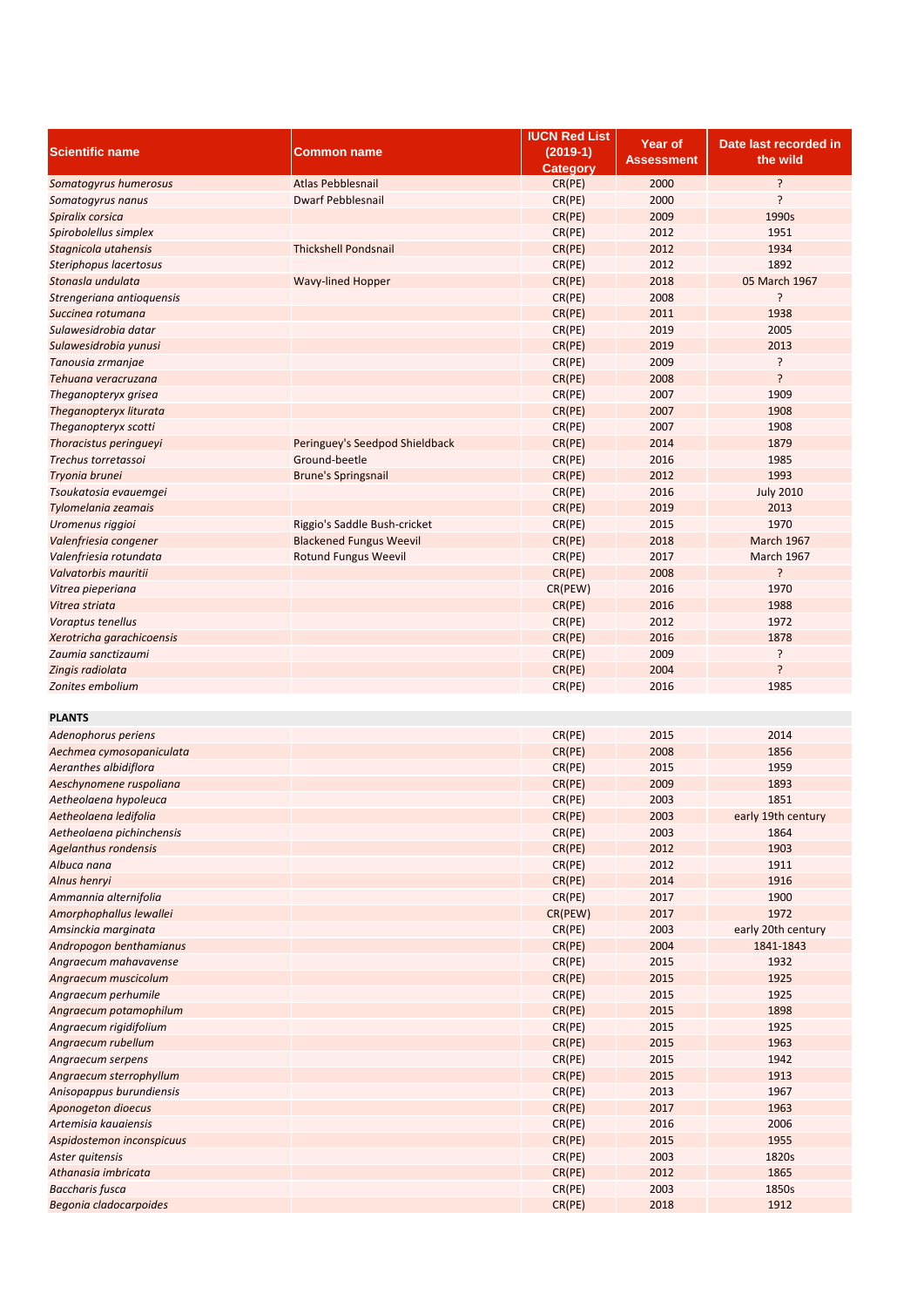| Scientific name | Common name | IUCN Red List (2019-1) Category | Year of Assessment | Date last recorded in the wild |
|---|---|---|---|---|
| *Somatogyrus humerosus* | Atlas Pebblesnail | CR(PE) | 2000 | ? |
| *Somatogyrus nanus* | Dwarf Pebblesnail | CR(PE) | 2000 | ? |
| *Spiralix corsica* | | CR(PE) | 2009 | 1990s |
| *Spirobolellus simplex* | | CR(PE) | 2012 | 1951 |
| *Stagnicola utahensis* | Thickshell Pondsnail | CR(PE) | 2012 | 1934 |
| *Steriphopus lacertosus* | | CR(PE) | 2012 | 1892 |
| *Stonasla undulata* | Wavy-lined Hopper | CR(PE) | 2018 | 05 March 1967 |
| *Strengeriana antioquensis* | | CR(PE) | 2008 | ? |
| *Succinea rotumana* | | CR(PE) | 2011 | 1938 |
| *Sulawesidrobia datar* | | CR(PE) | 2019 | 2005 |
| *Sulawesidrobia yunusi* | | CR(PE) | 2019 | 2013 |
| *Tanousia zrmanjae* | | CR(PE) | 2009 | ? |
| *Tehuana veracruzana* | | CR(PE) | 2008 | ? |
| *Theganopteryx grisea* | | CR(PE) | 2007 | 1909 |
| *Theganopteryx liturata* | | CR(PE) | 2007 | 1908 |
| *Theganopteryx scotti* | | CR(PE) | 2007 | 1908 |
| *Thoracistus peringueyi* | Peringuey's Seedpod Shieldback | CR(PE) | 2014 | 1879 |
| *Trechus torretassoi* | Ground-beetle | CR(PE) | 2016 | 1985 |
| *Tryonia brunei* | Brune's Springsnail | CR(PE) | 2012 | 1993 |
| *Tsoukatosia evauemgei* | | CR(PE) | 2016 | July 2010 |
| *Tylomelania zeamais* | | CR(PE) | 2019 | 2013 |
| *Uromenus riggioi* | Riggio's Saddle Bush-cricket | CR(PE) | 2015 | 1970 |
| *Valenfriesia congener* | Blackened Fungus Weevil | CR(PE) | 2018 | March 1967 |
| *Valenfriesia rotundata* | Rotund Fungus Weevil | CR(PE) | 2017 | March 1967 |
| *Valvatorbis mauritii* | | CR(PE) | 2008 | ? |
| *Vitrea pieperiana* | | CR(PEW) | 2016 | 1970 |
| *Vitrea striata* | | CR(PE) | 2016 | 1988 |
| *Voraptus tenellus* | | CR(PE) | 2012 | 1972 |
| *Xerotricha garachicoensis* | | CR(PE) | 2016 | 1878 |
| *Zaumia sanctizaumi* | | CR(PE) | 2009 | ? |
| *Zingis radiolata* | | CR(PE) | 2004 | ? |
| *Zonites embolium* | | CR(PE) | 2016 | 1985 |
| **PLANTS** | | | | |
| *Adenophorus periens* | | CR(PE) | 2015 | 2014 |
| *Aechmea cymosopaniculata* | | CR(PE) | 2008 | 1856 |
| *Aeranthes albidiflora* | | CR(PE) | 2015 | 1959 |
| *Aeschynomene ruspoliana* | | CR(PE) | 2009 | 1893 |
| *Aetheolaena hypoleuca* | | CR(PE) | 2003 | 1851 |
| *Aetheolaena ledifolia* | | CR(PE) | 2003 | early 19th century |
| *Aetheolaena pichinchensis* | | CR(PE) | 2003 | 1864 |
| *Agelanthus rondensis* | | CR(PE) | 2012 | 1903 |
| *Albuca nana* | | CR(PE) | 2012 | 1911 |
| *Alnus henryi* | | CR(PE) | 2014 | 1916 |
| *Ammannia alternifolia* | | CR(PE) | 2017 | 1900 |
| *Amorphophallus lewallei* | | CR(PEW) | 2017 | 1972 |
| *Amsinckia marginata* | | CR(PE) | 2003 | early 20th century |
| *Andropogon benthamianus* | | CR(PE) | 2004 | 1841-1843 |
| *Angraecum mahavavense* | | CR(PE) | 2015 | 1932 |
| *Angraecum muscicolum* | | CR(PE) | 2015 | 1925 |
| *Angraecum perhumile* | | CR(PE) | 2015 | 1925 |
| *Angraecum potamophilum* | | CR(PE) | 2015 | 1898 |
| *Angraecum rigidifolium* | | CR(PE) | 2015 | 1925 |
| *Angraecum rubellum* | | CR(PE) | 2015 | 1963 |
| *Angraecum serpens* | | CR(PE) | 2015 | 1942 |
| *Angraecum sterrophyllum* | | CR(PE) | 2015 | 1913 |
| *Anisopappus burundiensis* | | CR(PE) | 2013 | 1967 |
| *Aponogeton dioecus* | | CR(PE) | 2017 | 1963 |
| *Artemisia kauaiensis* | | CR(PE) | 2016 | 2006 |
| *Aspidostemon inconspicuus* | | CR(PE) | 2015 | 1955 |
| *Aster quitensis* | | CR(PE) | 2003 | 1820s |
| *Athanasia imbricata* | | CR(PE) | 2012 | 1865 |
| *Baccharis fusca* | | CR(PE) | 2003 | 1850s |
| *Begonia cladocarpoides* | | CR(PE) | 2018 | 1912 |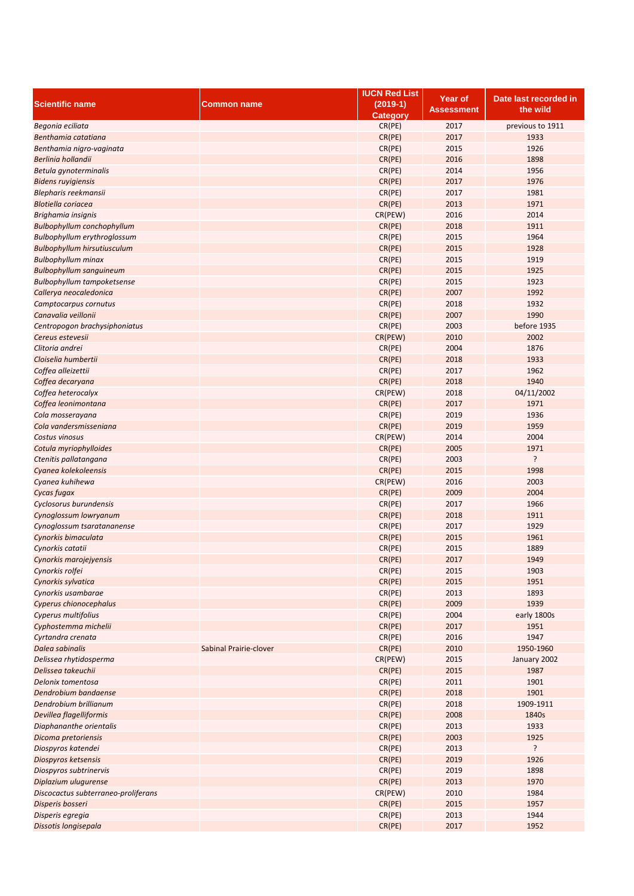| Scientific name | Common name | IUCN Red List (2019-1) Category | Year of Assessment | Date last recorded in the wild |
|---|---|---|---|---|
| *Begonia eciliata* | | CR(PE) | 2017 | previous to 1911 |
| *Benthamia catatiana* | | CR(PE) | 2017 | 1933 |
| *Benthamia nigro-vaginata* | | CR(PE) | 2015 | 1926 |
| *Berlinia hollandii* | | CR(PE) | 2016 | 1898 |
| *Betula gynoterminalis* | | CR(PE) | 2014 | 1956 |
| *Bidens ruyigiensis* | | CR(PE) | 2017 | 1976 |
| *Blepharis reekmansii* | | CR(PE) | 2017 | 1981 |
| *Blotiella coriacea* | | CR(PE) | 2013 | 1971 |
| *Brighamia insignis* | | CR(PEW) | 2016 | 2014 |
| *Bulbophyllum conchophyllum* | | CR(PE) | 2018 | 1911 |
| *Bulbophyllum erythroglossum* | | CR(PE) | 2015 | 1964 |
| *Bulbophyllum hirsutiusculum* | | CR(PE) | 2015 | 1928 |
| *Bulbophyllum minax* | | CR(PE) | 2015 | 1919 |
| *Bulbophyllum sanguineum* | | CR(PE) | 2015 | 1925 |
| *Bulbophyllum tampoketsense* | | CR(PE) | 2015 | 1923 |
| *Callerya neocaledonica* | | CR(PE) | 2007 | 1992 |
| *Camptocarpus cornutus* | | CR(PE) | 2018 | 1932 |
| *Canavalia veillonii* | | CR(PE) | 2007 | 1990 |
| *Centropogon brachysiphoniatus* | | CR(PE) | 2003 | before 1935 |
| *Cereus estevesii* | | CR(PEW) | 2010 | 2002 |
| *Clitoria andrei* | | CR(PE) | 2004 | 1876 |
| *Cloiselia humbertii* | | CR(PE) | 2018 | 1933 |
| *Coffea alleizettii* | | CR(PE) | 2017 | 1962 |
| *Coffea decaryana* | | CR(PE) | 2018 | 1940 |
| *Coffea heterocalyx* | | CR(PEW) | 2018 | 04/11/2002 |
| *Coffea leonimontana* | | CR(PE) | 2017 | 1971 |
| *Cola mosserayana* | | CR(PE) | 2019 | 1936 |
| *Cola vandersmisseniana* | | CR(PE) | 2019 | 1959 |
| *Costus vinosus* | | CR(PEW) | 2014 | 2004 |
| *Cotula myriophylloides* | | CR(PE) | 2005 | 1971 |
| *Ctenitis pallatangana* | | CR(PE) | 2003 | ? |
| *Cyanea kolekoleensis* | | CR(PE) | 2015 | 1998 |
| *Cyanea kuhihewa* | | CR(PEW) | 2016 | 2003 |
| *Cycas fugax* | | CR(PE) | 2009 | 2004 |
| *Cyclosorus burundensis* | | CR(PE) | 2017 | 1966 |
| *Cynoglossum lowryanum* | | CR(PE) | 2018 | 1911 |
| *Cynoglossum tsaratananense* | | CR(PE) | 2017 | 1929 |
| *Cynorkis bimaculata* | | CR(PE) | 2015 | 1961 |
| *Cynorkis catatii* | | CR(PE) | 2015 | 1889 |
| *Cynorkis marojejyensis* | | CR(PE) | 2017 | 1949 |
| *Cynorkis rolfei* | | CR(PE) | 2015 | 1903 |
| *Cynorkis sylvatica* | | CR(PE) | 2015 | 1951 |
| *Cynorkis usambarae* | | CR(PE) | 2013 | 1893 |
| *Cyperus chionocephalus* | | CR(PE) | 2009 | 1939 |
| *Cyperus multifolius* | | CR(PE) | 2004 | early 1800s |
| *Cyphostemma michelii* | | CR(PE) | 2017 | 1951 |
| *Cyrtandra crenata* | | CR(PE) | 2016 | 1947 |
| *Dalea sabinalis* | Sabinal Prairie-clover | CR(PE) | 2010 | 1950-1960 |
| *Delissea rhytidosperma* | | CR(PEW) | 2015 | January 2002 |
| *Delissea takeuchii* | | CR(PE) | 2015 | 1987 |
| *Delonix tomentosa* | | CR(PE) | 2011 | 1901 |
| *Dendrobium bandaense* | | CR(PE) | 2018 | 1901 |
| *Dendrobium brillianum* | | CR(PE) | 2018 | 1909-1911 |
| *Devillea flagelliformis* | | CR(PE) | 2008 | 1840s |
| *Diaphananthe orientalis* | | CR(PE) | 2013 | 1933 |
| *Dicoma pretoriensis* | | CR(PE) | 2003 | 1925 |
| *Diospyros katendei* | | CR(PE) | 2013 | ? |
| *Diospyros ketsensis* | | CR(PE) | 2019 | 1926 |
| *Diospyros subtrinervis* | | CR(PE) | 2019 | 1898 |
| *Diplazium ulugurense* | | CR(PE) | 2013 | 1970 |
| *Discocactus subterraneo-proliferans* | | CR(PEW) | 2010 | 1984 |
| *Disperis bosseri* | | CR(PE) | 2015 | 1957 |
| *Disperis egregia* | | CR(PE) | 2013 | 1944 |
| *Dissotis longisepala* | | CR(PE) | 2017 | 1952 |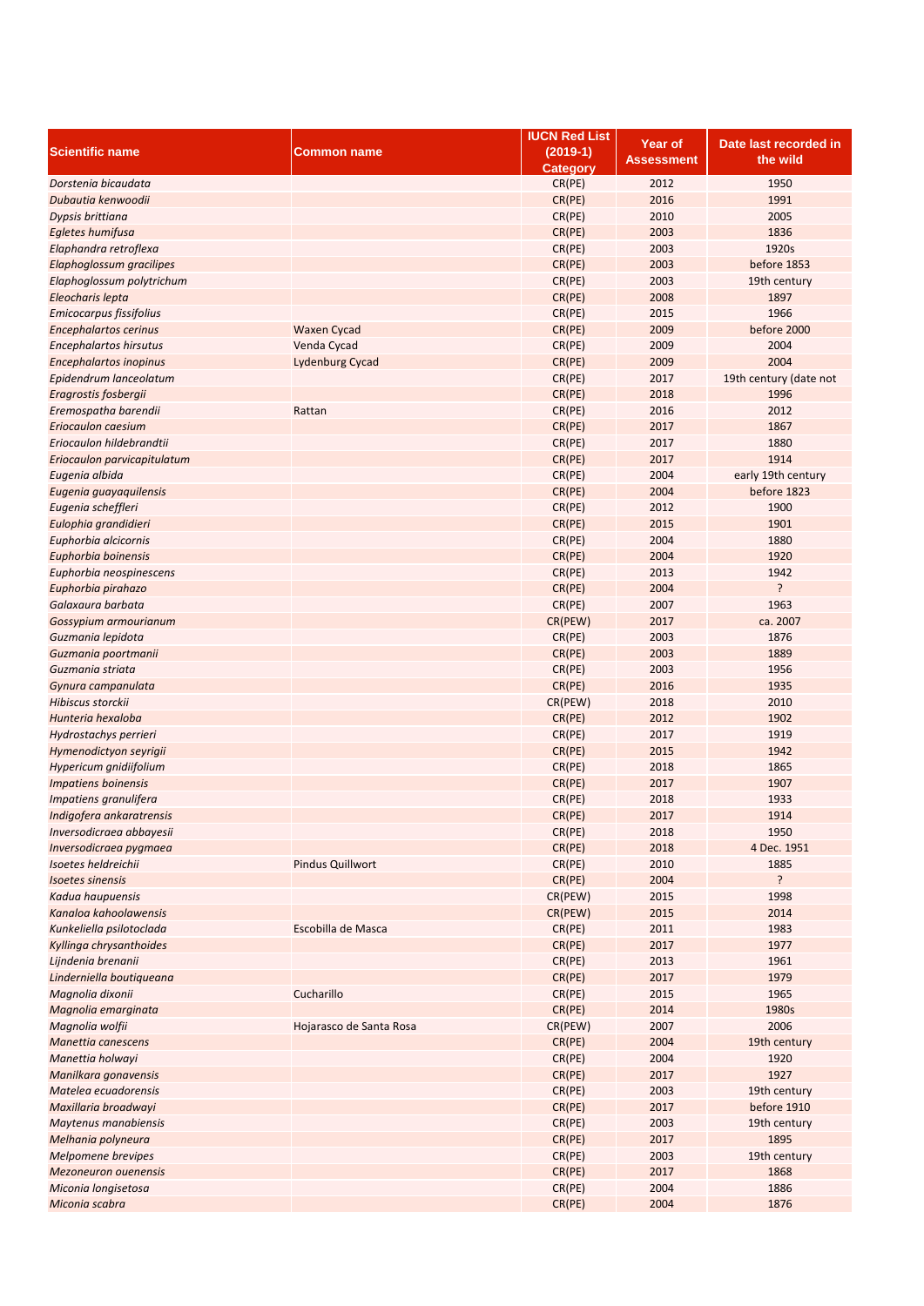| Scientific name | Common name | IUCN Red List (2019-1) Category | Year of Assessment | Date last recorded in the wild |
|---|---|---|---|---|
| *Dorstenia bicaudata* | | CR(PE) | 2012 | 1950 |
| *Dubautia kenwoodii* | | CR(PE) | 2016 | 1991 |
| *Dypsis brittiana* | | CR(PE) | 2010 | 2005 |
| *Egletes humifusa* | | CR(PE) | 2003 | 1836 |
| *Elaphandra retroflexa* | | CR(PE) | 2003 | 1920s |
| *Elaphoglossum gracilipes* | | CR(PE) | 2003 | before 1853 |
| *Elaphoglossum polytrichum* | | CR(PE) | 2003 | 19th century |
| *Eleocharis lepta* | | CR(PE) | 2008 | 1897 |
| *Emicocarpus fissifolius* | | CR(PE) | 2015 | 1966 |
| *Encephalartos cerinus* | Waxen Cycad | CR(PE) | 2009 | before 2000 |
| *Encephalartos hirsutus* | Venda Cycad | CR(PE) | 2009 | 2004 |
| *Encephalartos inopinus* | Lydenburg Cycad | CR(PE) | 2009 | 2004 |
| *Epidendrum lanceolatum* | | CR(PE) | 2017 | 19th century (date not |
| *Eragrostis fosbergii* | | CR(PE) | 2018 | 1996 |
| *Eremospatha barendii* | Rattan | CR(PE) | 2016 | 2012 |
| *Eriocaulon caesium* | | CR(PE) | 2017 | 1867 |
| *Eriocaulon hildebrandtii* | | CR(PE) | 2017 | 1880 |
| *Eriocaulon parvicapitulatum* | | CR(PE) | 2017 | 1914 |
| *Eugenia albida* | | CR(PE) | 2004 | early 19th century |
| *Eugenia guayaquilensis* | | CR(PE) | 2004 | before 1823 |
| *Eugenia scheffleri* | | CR(PE) | 2012 | 1900 |
| *Eulophia grandidieri* | | CR(PE) | 2015 | 1901 |
| *Euphorbia alcicornis* | | CR(PE) | 2004 | 1880 |
| *Euphorbia boinensis* | | CR(PE) | 2004 | 1920 |
| *Euphorbia neospinescens* | | CR(PE) | 2013 | 1942 |
| *Euphorbia pirahazo* | | CR(PE) | 2004 | ? |
| *Galaxaura barbata* | | CR(PE) | 2007 | 1963 |
| *Gossypium armourianum* | | CR(PEW) | 2017 | ca. 2007 |
| *Guzmania lepidota* | | CR(PE) | 2003 | 1876 |
| *Guzmania poortmanii* | | CR(PE) | 2003 | 1889 |
| *Guzmania striata* | | CR(PE) | 2003 | 1956 |
| *Gynura campanulata* | | CR(PE) | 2016 | 1935 |
| *Hibiscus storckii* | | CR(PEW) | 2018 | 2010 |
| *Hunteria hexaloba* | | CR(PE) | 2012 | 1902 |
| *Hydrostachys perrieri* | | CR(PE) | 2017 | 1919 |
| *Hymenodictyon seyrigii* | | CR(PE) | 2015 | 1942 |
| *Hypericum gnidiifolium* | | CR(PE) | 2018 | 1865 |
| *Impatiens boinensis* | | CR(PE) | 2017 | 1907 |
| *Impatiens granulifera* | | CR(PE) | 2018 | 1933 |
| *Indigofera ankaratrensis* | | CR(PE) | 2017 | 1914 |
| *Inversodicraea abbayesii* | | CR(PE) | 2018 | 1950 |
| *Inversodicraea pygmaea* | | CR(PE) | 2018 | 4 Dec. 1951 |
| *Isoetes heldreichii* | Pindus Quillwort | CR(PE) | 2010 | 1885 |
| *Isoetes sinensis* | | CR(PE) | 2004 | ? |
| *Kadua haupuensis* | | CR(PEW) | 2015 | 1998 |
| *Kanaloa kahoolawensis* | | CR(PEW) | 2015 | 2014 |
| *Kunkeliella psilotoclada* | Escobilla de Masca | CR(PE) | 2011 | 1983 |
| *Kyllinga chrysanthoides* | | CR(PE) | 2017 | 1977 |
| *Lijndenia brenanii* | | CR(PE) | 2013 | 1961 |
| *Linderniella boutiqueana* | | CR(PE) | 2017 | 1979 |
| *Magnolia dixonii* | Cucharillo | CR(PE) | 2015 | 1965 |
| *Magnolia emarginata* | | CR(PE) | 2014 | 1980s |
| *Magnolia wolfii* | Hojarasco de Santa Rosa | CR(PEW) | 2007 | 2006 |
| *Manettia canescens* | | CR(PE) | 2004 | 19th century |
| *Manettia holwayi* | | CR(PE) | 2004 | 1920 |
| *Manilkara gonavensis* | | CR(PE) | 2017 | 1927 |
| *Matelea ecuadorensis* | | CR(PE) | 2003 | 19th century |
| *Maxillaria broadwayi* | | CR(PE) | 2017 | before 1910 |
| *Maytenus manabiensis* | | CR(PE) | 2003 | 19th century |
| *Melhania polyneura* | | CR(PE) | 2017 | 1895 |
| *Melpomene brevipes* | | CR(PE) | 2003 | 19th century |
| *Mezoneuron ouenensis* | | CR(PE) | 2017 | 1868 |
| *Miconia longisetosa* | | CR(PE) | 2004 | 1886 |
| *Miconia scabra* | | CR(PE) | 2004 | 1876 |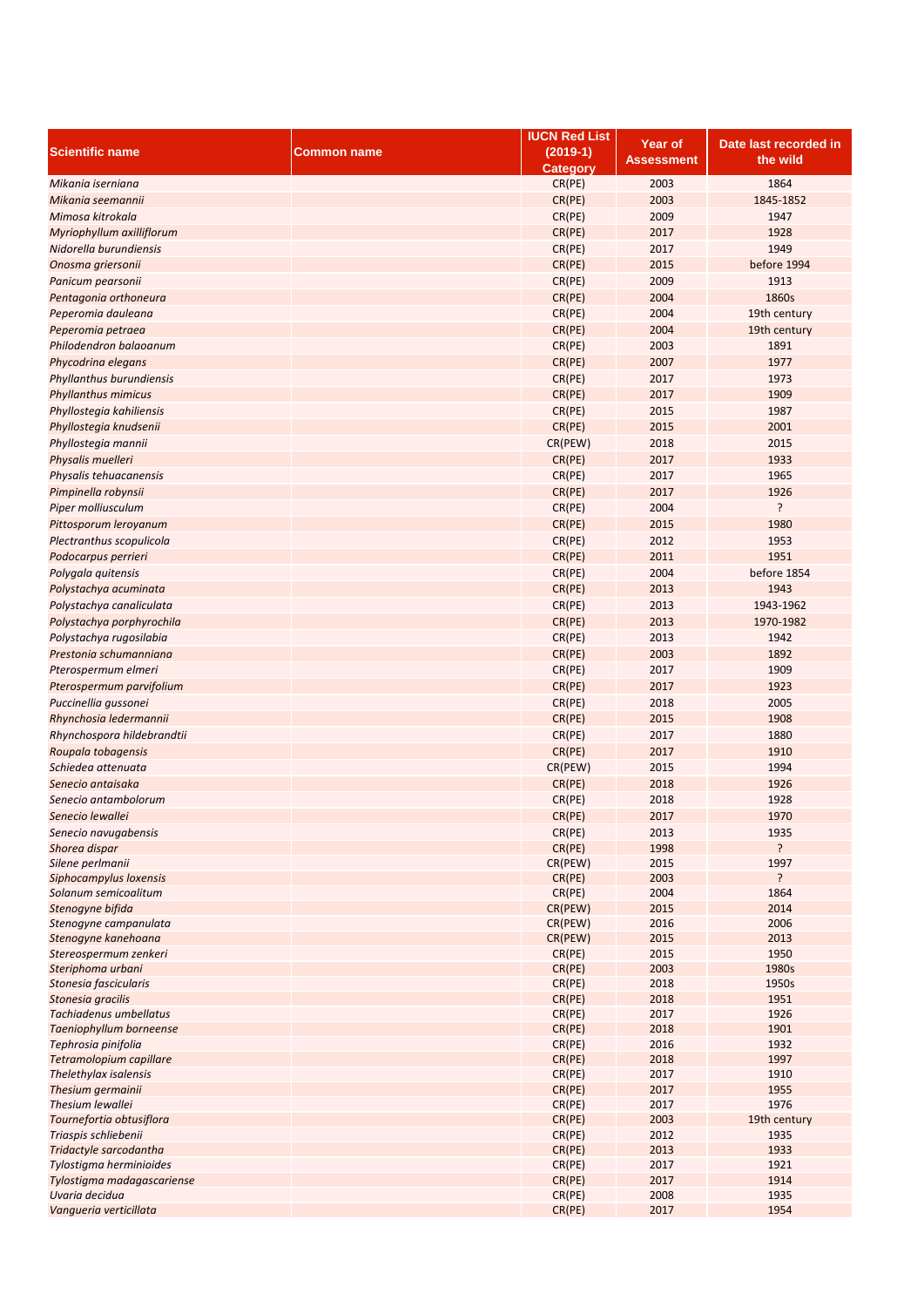| Scientific name | Common name | IUCN Red List (2019-1) Category | Year of Assessment | Date last recorded in the wild |
|---|---|---|---|---|
| *Mikania iserniana* | | CR(PE) | 2003 | 1864 |
| *Mikania seemannii* | | CR(PE) | 2003 | 1845-1852 |
| *Mimosa kitrokala* | | CR(PE) | 2009 | 1947 |
| *Myriophyllum axilliflorum* | | CR(PE) | 2017 | 1928 |
| *Nidorella burundiensis* | | CR(PE) | 2017 | 1949 |
| *Onosma griersonii* | | CR(PE) | 2015 | before 1994 |
| *Panicum pearsonii* | | CR(PE) | 2009 | 1913 |
| *Pentagonia orthoneura* | | CR(PE) | 2004 | 1860s |
| *Peperomia dauleana* | | CR(PE) | 2004 | 19th century |
| *Peperomia petraea* | | CR(PE) | 2004 | 19th century |
| *Philodendron balaoanum* | | CR(PE) | 2003 | 1891 |
| *Phycodrina elegans* | | CR(PE) | 2007 | 1977 |
| *Phyllanthus burundiensis* | | CR(PE) | 2017 | 1973 |
| *Phyllanthus mimicus* | | CR(PE) | 2017 | 1909 |
| *Phyllostegia kahiliensis* | | CR(PE) | 2015 | 1987 |
| *Phyllostegia knudsenii* | | CR(PE) | 2015 | 2001 |
| *Phyllostegia mannii* | | CR(PEW) | 2018 | 2015 |
| *Physalis muelleri* | | CR(PE) | 2017 | 1933 |
| *Physalis tehuacanensis* | | CR(PE) | 2017 | 1965 |
| *Pimpinella robynsii* | | CR(PE) | 2017 | 1926 |
| *Piper molliusculum* | | CR(PE) | 2004 | ? |
| *Pittosporum leroyanum* | | CR(PE) | 2015 | 1980 |
| *Plectranthus scopulicola* | | CR(PE) | 2012 | 1953 |
| *Podocarpus perrieri* | | CR(PE) | 2011 | 1951 |
| *Polygala quitensis* | | CR(PE) | 2004 | before 1854 |
| *Polystachya acuminata* | | CR(PE) | 2013 | 1943 |
| *Polystachya canaliculata* | | CR(PE) | 2013 | 1943-1962 |
| *Polystachya porphyrochila* | | CR(PE) | 2013 | 1970-1982 |
| *Polystachya rugosilabia* | | CR(PE) | 2013 | 1942 |
| *Prestonia schumanniana* | | CR(PE) | 2003 | 1892 |
| *Pterospermum elmeri* | | CR(PE) | 2017 | 1909 |
| *Pterospermum parvifolium* | | CR(PE) | 2017 | 1923 |
| *Puccinellia gussonei* | | CR(PE) | 2018 | 2005 |
| *Rhynchosia ledermannii* | | CR(PE) | 2015 | 1908 |
| *Rhynchospora hildebrandtii* | | CR(PE) | 2017 | 1880 |
| *Roupala tobagensis* | | CR(PE) | 2017 | 1910 |
| *Schiedea attenuata* | | CR(PEW) | 2015 | 1994 |
| *Senecio antaisaka* | | CR(PE) | 2018 | 1926 |
| *Senecio antambolorum* | | CR(PE) | 2018 | 1928 |
| *Senecio lewallei* | | CR(PE) | 2017 | 1970 |
| *Senecio navugabensis* | | CR(PE) | 2013 | 1935 |
| *Shorea dispar* | | CR(PE) | 1998 | ? |
| *Silene perlmanii* | | CR(PEW) | 2015 | 1997 |
| *Siphocampylus loxensis* | | CR(PE) | 2003 | ? |
| *Solanum semicoalitum* | | CR(PE) | 2004 | 1864 |
| *Stenogyne bifida* | | CR(PEW) | 2015 | 2014 |
| *Stenogyne campanulata* | | CR(PEW) | 2016 | 2006 |
| *Stenogyne kanehoana* | | CR(PEW) | 2015 | 2013 |
| *Stereospermum zenkeri* | | CR(PE) | 2015 | 1950 |
| *Steriphoma urbani* | | CR(PE) | 2003 | 1980s |
| *Stonesia fascicularis* | | CR(PE) | 2018 | 1950s |
| *Stonesia gracilis* | | CR(PE) | 2018 | 1951 |
| *Tachiadenus umbellatus* | | CR(PE) | 2017 | 1926 |
| *Taeniophyllum borneense* | | CR(PE) | 2018 | 1901 |
| *Tephrosia pinifolia* | | CR(PE) | 2016 | 1932 |
| *Tetramolopium capillare* | | CR(PE) | 2018 | 1997 |
| *Thelethylax isalensis* | | CR(PE) | 2017 | 1910 |
| *Thesium germainii* | | CR(PE) | 2017 | 1955 |
| *Thesium lewallei* | | CR(PE) | 2017 | 1976 |
| *Tournefortia obtusiflora* | | CR(PE) | 2003 | 19th century |
| *Triaspis schliebenii* | | CR(PE) | 2012 | 1935 |
| *Tridactyle sarcodantha* | | CR(PE) | 2013 | 1933 |
| *Tylostigma herminioides* | | CR(PE) | 2017 | 1921 |
| *Tylostigma madagascariense* | | CR(PE) | 2017 | 1914 |
| *Uvaria decidua* | | CR(PE) | 2008 | 1935 |
| *Vangueria verticillata* | | CR(PE) | 2017 | 1954 |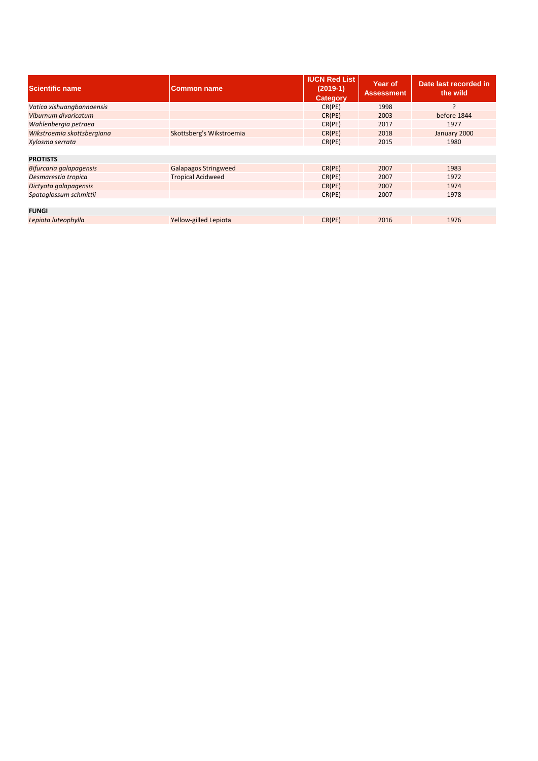| Scientific name | Common name | IUCN Red List (2019-1) Category | Year of Assessment | Date last recorded in the wild |
|---|---|---|---|---|
| *Vatica xishuangbannaensis* | | CR(PE) | 1998 | ? |
| *Viburnum divaricatum* | | CR(PE) | 2003 | before 1844 |
| *Wahlenbergia petraea* | | CR(PE) | 2017 | 1977 |
| *Wikstroemia skottsbergiana* | Skottsberg's Wikstroemia | CR(PE) | 2018 | January 2000 |
| *Xylosma serrata* | | CR(PE) | 2015 | 1980 |
| | | | | |
| **PROTISTS** | | | | |
| *Bifurcaria galapagensis* | Galapagos Stringweed | CR(PE) | 2007 | 1983 |
| *Desmarestia tropica* | Tropical Acidweed | CR(PE) | 2007 | 1972 |
| *Dictyota galapagensis* | | CR(PE) | 2007 | 1974 |
| *Spatoglossum schmittii* | | CR(PE) | 2007 | 1978 |
| | | | | |
| **FUNGI** | | | | |
| *Lepiota luteophylla* | Yellow-gilled Lepiota | CR(PE) | 2016 | 1976 |